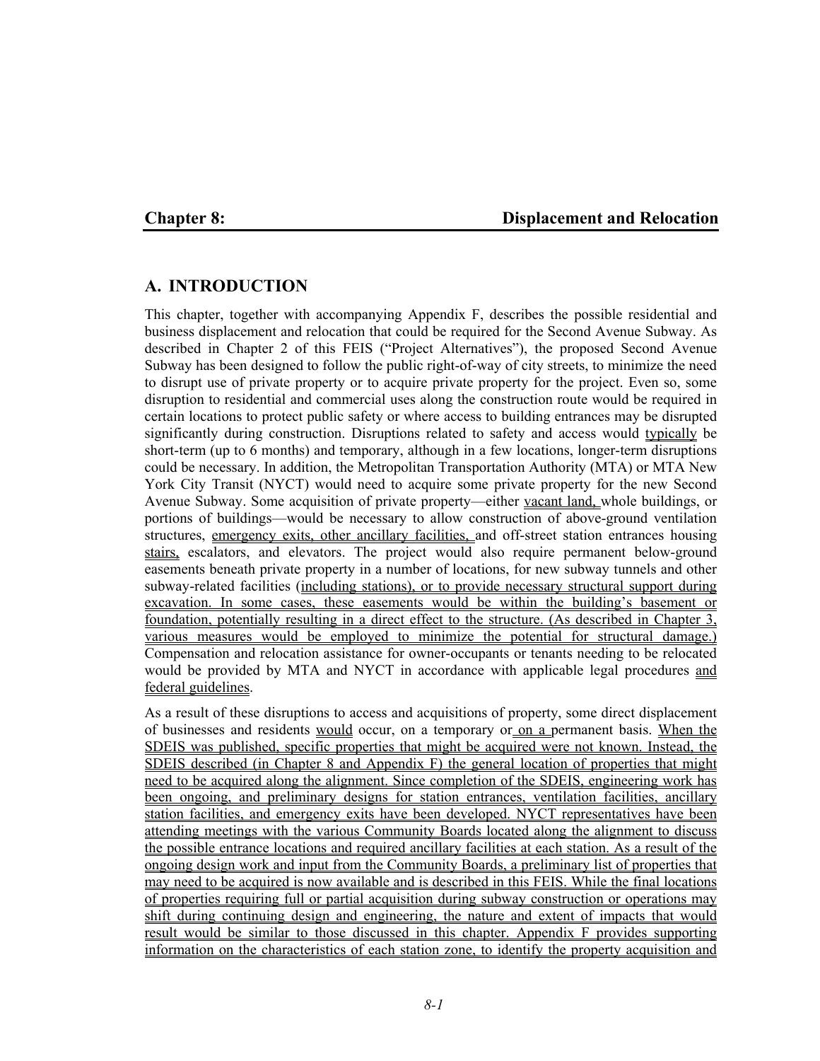# Chapter 8: Displacement and Relocation

## A. INTRODUCTION

This chapter, together with accompanying Appendix F, describes the possible residential and business displacement and relocation that could be required for the Second Avenue Subway. As described in Chapter 2 of this FEIS ("Project Alternatives"), the proposed Second Avenue Subway has been designed to follow the public right-of-way of city streets, to minimize the need to disrupt use of private property or to acquire private property for the project. Even so, some disruption to residential and commercial uses along the construction route would be required in certain locations to protect public safety or where access to building entrances may be disrupted significantly during construction. Disruptions related to safety and access would typically be short-term (up to 6 months) and temporary, although in a few locations, longer-term disruptions could be necessary. In addition, the Metropolitan Transportation Authority (MTA) or MTA New York City Transit (NYCT) would need to acquire some private property for the new Second Avenue Subway. Some acquisition of private property—either vacant land, whole buildings, or portions of buildings—would be necessary to allow construction of above-ground ventilation structures, emergency exits, other ancillary facilities, and off-street station entrances housing stairs, escalators, and elevators. The project would also require permanent below-ground easements beneath private property in a number of locations, for new subway tunnels and other subway-related facilities (including stations), or to provide necessary structural support during excavation. In some cases, these easements would be within the building's basement or foundation, potentially resulting in a direct effect to the structure. (As described in Chapter 3, various measures would be employed to minimize the potential for structural damage.) Compensation and relocation assistance for owner-occupants or tenants needing to be relocated would be provided by MTA and NYCT in accordance with applicable legal procedures and federal guidelines.

As a result of these disruptions to access and acquisitions of property, some direct displacement of businesses and residents would occur, on a temporary or on a permanent basis. When the SDEIS was published, specific properties that might be acquired were not known. Instead, the SDEIS described (in Chapter 8 and Appendix F) the general location of properties that might need to be acquired along the alignment. Since completion of the SDEIS, engineering work has been ongoing, and preliminary designs for station entrances, ventilation facilities, ancillary station facilities, and emergency exits have been developed. NYCT representatives have been attending meetings with the various Community Boards located along the alignment to discuss the possible entrance locations and required ancillary facilities at each station. As a result of the ongoing design work and input from the Community Boards, a preliminary list of properties that may need to be acquired is now available and is described in this FEIS. While the final locations of properties requiring full or partial acquisition during subway construction or operations may shift during continuing design and engineering, the nature and extent of impacts that would result would be similar to those discussed in this chapter. Appendix F provides supporting information on the characteristics of each station zone, to identify the property acquisition and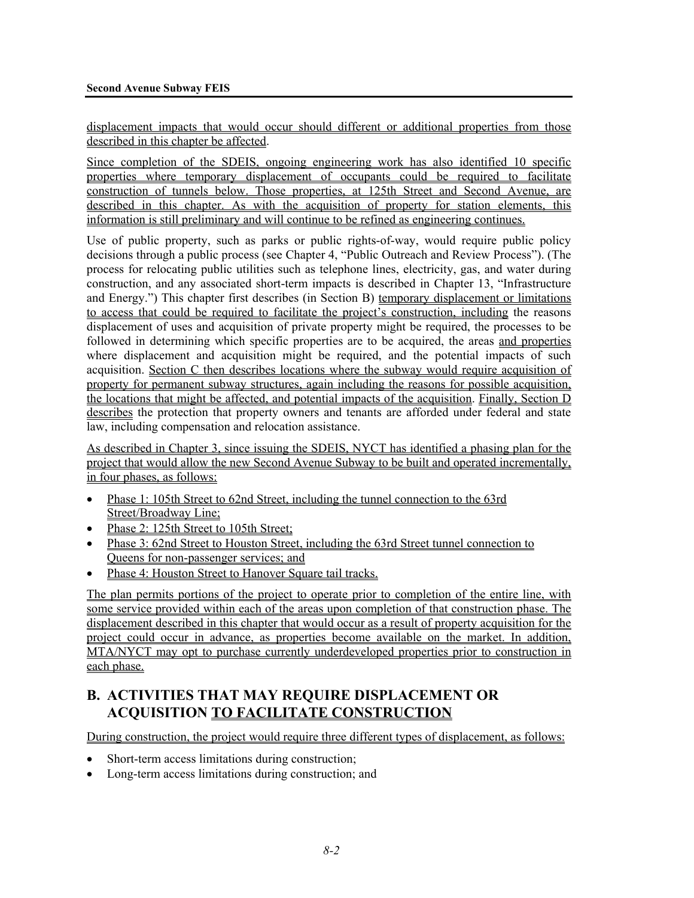displacement impacts that would occur should different or additional properties from those described in this chapter be affected.

Since completion of the SDEIS, ongoing engineering work has also identified 10 specific properties where temporary displacement of occupants could be required to facilitate construction of tunnels below. Those properties, at 125th Street and Second Avenue, are described in this chapter. As with the acquisition of property for station elements, this information is still preliminary and will continue to be refined as engineering continues.

Use of public property, such as parks or public rights-of-way, would require public policy decisions through a public process (see Chapter 4, "Public Outreach and Review Process"). (The process for relocating public utilities such as telephone lines, electricity, gas, and water during construction, and any associated short-term impacts is described in Chapter 13, "Infrastructure and Energy.") This chapter first describes (in Section B) temporary displacement or limitations to access that could be required to facilitate the project's construction, including the reasons displacement of uses and acquisition of private property might be required, the processes to be followed in determining which specific properties are to be acquired, the areas and properties where displacement and acquisition might be required, and the potential impacts of such acquisition. Section C then describes locations where the subway would require acquisition of property for permanent subway structures, again including the reasons for possible acquisition, the locations that might be affected, and potential impacts of the acquisition. Finally, Section D describes the protection that property owners and tenants are afforded under federal and state law, including compensation and relocation assistance.

As described in Chapter 3, since issuing the SDEIS, NYCT has identified a phasing plan for the project that would allow the new Second Avenue Subway to be built and operated incrementally, in four phases, as follows:

- Phase 1: 105th Street to 62nd Street, including the tunnel connection to the 63rd Street/Broadway Line;
- Phase 2: 125th Street to 105th Street;
- Phase 3: 62nd Street to Houston Street, including the 63rd Street tunnel connection to Queens for non-passenger services; and
- Phase 4: Houston Street to Hanover Square tail tracks.

The plan permits portions of the project to operate prior to completion of the entire line, with some service provided within each of the areas upon completion of that construction phase. The displacement described in this chapter that would occur as a result of property acquisition for the project could occur in advance, as properties become available on the market. In addition, MTA/NYCT may opt to purchase currently underdeveloped properties prior to construction in each phase.

## B. ACTIVITIES THAT MAY REQUIRE DISPLACEMENT OR ACQUISITION TO FACILITATE CONSTRUCTION

During construction, the project would require three different types of displacement, as follows:

- Short-term access limitations during construction;
- Long-term access limitations during construction; and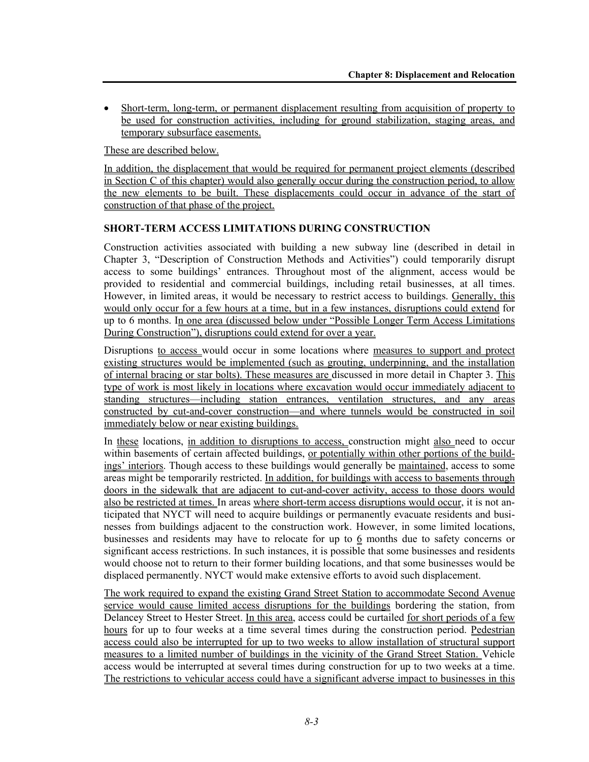- Short-term, long-term, or permanent displacement resulting from acquisition of property to be used for construction activities, including for ground stabilization, staging areas, and temporary subsurface easements.

These are described below.

In addition, the displacement that would be required for permanent project elements (described in Section C of this chapter) would also generally occur during the construction period, to allow the new elements to be built. These displacements could occur in advance of the start of construction of that phase of the project.

### SHORT-TERM ACCESS LIMITATIONS DURING CONSTRUCTION

Construction activities associated with building a new subway line (described in detail in Chapter 3, "Description of Construction Methods and Activities") could temporarily disrupt access to some buildings' entrances. Throughout most of the alignment, access would be provided to residential and commercial buildings, including retail businesses, at all times. However, in limited areas, it would be necessary to restrict access to buildings. Generally, this would only occur for a few hours at a time, but in a few instances, disruptions could extend for up to 6 months. In one area (discussed below under "Possible Longer Term Access Limitations During Construction"), disruptions could extend for over a year.

Disruptions to access would occur in some locations where measures to support and protect existing structures would be implemented (such as grouting, underpinning, and the installation of internal bracing or star bolts). These measures are discussed in more detail in Chapter 3. This type of work is most likely in locations where excavation would occur immediately adjacent to standing structures—including station entrances, ventilation structures, and any areas constructed by cut-and-cover construction—and where tunnels would be constructed in soil immediately below or near existing buildings.

In these locations, in addition to disruptions to access, construction might also need to occur within basements of certain affected buildings, or potentially within other portions of the buildings' interiors. Though access to these buildings would generally be maintained, access to some areas might be temporarily restricted. In addition, for buildings with access to basements through doors in the sidewalk that are adjacent to cut-and-cover activity, access to those doors would also be restricted at times. In areas where short-term access disruptions would occur, it is not anticipated that NYCT will need to acquire buildings or permanently evacuate residents and businesses from buildings adjacent to the construction work. However, in some limited locations, businesses and residents may have to relocate for up to 6 months due to safety concerns or significant access restrictions. In such instances, it is possible that some businesses and residents would choose not to return to their former building locations, and that some businesses would be displaced permanently. NYCT would make extensive efforts to avoid such displacement.

The work required to expand the existing Grand Street Station to accommodate Second Avenue service would cause limited access disruptions for the buildings bordering the station, from Delancey Street to Hester Street. In this area, access could be curtailed for short periods of a few hours for up to four weeks at a time several times during the construction period. Pedestrian access could also be interrupted for up to two weeks to allow installation of structural support measures to a limited number of buildings in the vicinity of the Grand Street Station. Vehicle access would be interrupted at several times during construction for up to two weeks at a time. The restrictions to vehicular access could have a significant adverse impact to businesses in this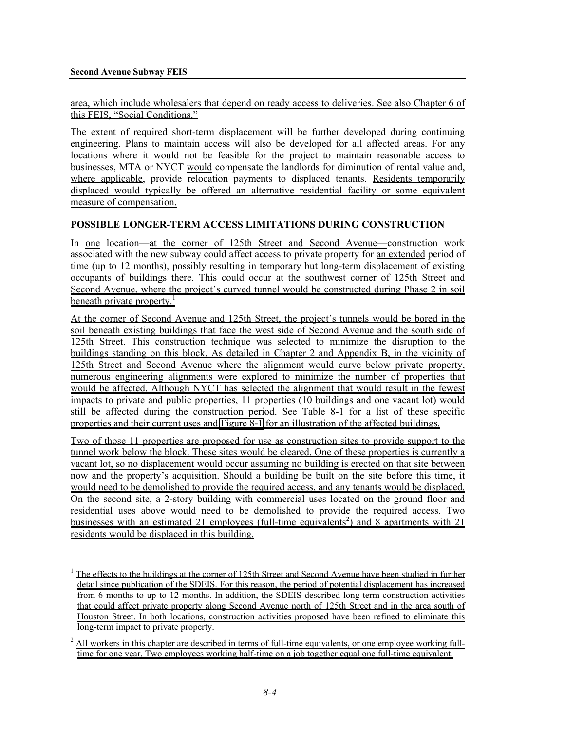area, which include wholesalers that depend on ready access to deliveries. See also Chapter 6 of this FEIS, "Social Conditions."

The extent of required short-term displacement will be further developed during continuing engineering. Plans to maintain access will also be developed for all affected areas. For any locations where it would not be feasible for the project to maintain reasonable access to businesses, MTA or NYCT would compensate the landlords for diminution of rental value and, where applicable, provide relocation payments to displaced tenants. Residents temporarily displaced would typically be offered an alternative residential facility or some equivalent measure of compensation.

### POSSIBLE LONGER-TERM ACCESS LIMITATIONS DURING CONSTRUCTION

In one location—at the corner of 125th Street and Second Avenue—construction work associated with the new subway could affect access to private property for an extended period of time (up to 12 months), possibly resulting in temporary but long-term displacement of existing occupants of buildings there. This could occur at the southwest corner of 125th Street and Second Avenue, where the project's curved tunnel would be constructed during Phase 2 in soil beneath private property.[1]

At the corner of Second Avenue and 125th Street, the project's tunnels would be bored in the soil beneath existing buildings that face the west side of Second Avenue and the south side of 125th Street. This construction technique was selected to minimize the disruption to the buildings standing on this block. As detailed in Chapter 2 and Appendix B, in the vicinity of 125th Street and Second Avenue where the alignment would curve below private property, numerous engineering alignments were explored to minimize the number of properties that would be affected. Although NYCT has selected the alignment that would result in the fewest impacts to private and public properties, 11 properties (10 buildings and one vacant lot) would still be affected during the construction period. See Table 8-1 for a list of these specific properties and their current uses and Figure 8-1 for an illustration of the affected buildings.

Two of those 11 properties are proposed for use as construction sites to provide support to the tunnel work below the block. These sites would be cleared. One of these properties is currently a vacant lot, so no displacement would occur assuming no building is erected on that site between now and the property's acquisition. Should a building be built on the site before this time, it would need to be demolished to provide the required access, and any tenants would be displaced. On the second site, a 2-story building with commercial uses located on the ground floor and residential uses above would need to be demolished to provide the required access. Two businesses with an estimated 21 employees (full-time equivalents[2]) and 8 apartments with 21 residents would be displaced in this building.

---

[1] The effects to the buildings at the corner of 125th Street and Second Avenue have been studied in further detail since publication of the SDEIS. For this reason, the period of potential displacement has increased from 6 months to up to 12 months. In addition, the SDEIS described long-term construction activities that could affect private property along Second Avenue north of 125th Street and in the area south of Houston Street. In both locations, construction activities proposed have been refined to eliminate this long-term impact to private property.

[2] All workers in this chapter are described in terms of full-time equivalents, or one employee working full-time for one year. Two employees working half-time on a job together equal one full-time equivalent.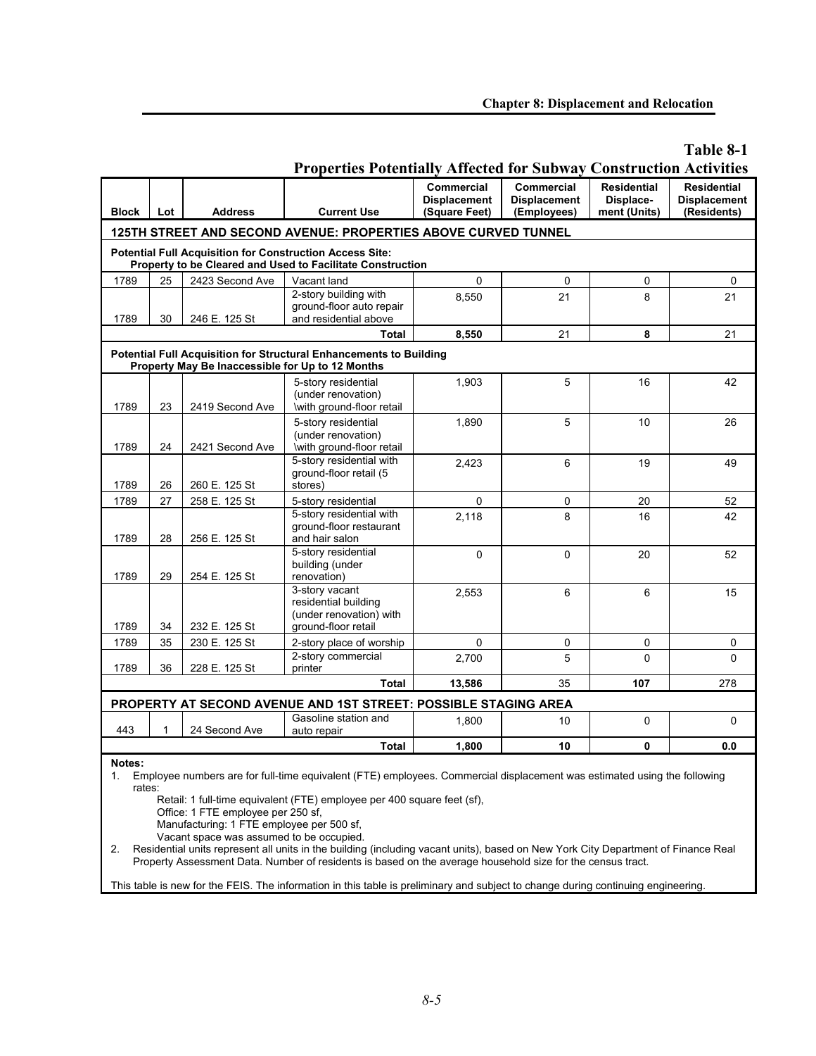## Table 8-1
## Properties Potentially Affected for Subway Construction Activities

| Block | Lot | Address | Current Use | Commercial Displacement (Square Feet) | Commercial Displacement (Employees) | Residential Displace-ment (Units) | Residential Displacement (Residents) |
|---|---|---|---|---|---|---|---|
| **125TH STREET AND SECOND AVENUE: PROPERTIES ABOVE CURVED TUNNEL** | | | | | | | |
| **Potential Full Acquisition for Construction Access Site: Property to be Cleared and Used to Facilitate Construction** | | | | | | | |
| 1789 | 25 | 2423 Second Ave | Vacant land | 0 | 0 | 0 | 0 |
| 1789 | 30 | 246 E. 125 St | 2-story building with ground-floor auto repair and residential above | 8,550 | 21 | 8 | 21 |
| | | | **Total** | **8,550** | 21 | **8** | 21 |
| **Potential Full Acquisition for Structural Enhancements to Building Property May Be Inaccessible for Up to 12 Months** | | | | | | | |
| 1789 | 23 | 2419 Second Ave | 5-story residential (under renovation) \with ground-floor retail | 1,903 | 5 | 16 | 42 |
| 1789 | 24 | 2421 Second Ave | 5-story residential (under renovation) \with ground-floor retail | 1,890 | 5 | 10 | 26 |
| 1789 | 26 | 260 E. 125 St | 5-story residential with ground-floor retail (5 stores) | 2,423 | 6 | 19 | 49 |
| 1789 | 27 | 258 E. 125 St | 5-story residential | 0 | 0 | 20 | 52 |
| 1789 | 28 | 256 E. 125 St | 5-story residential with ground-floor restaurant and hair salon | 2,118 | 8 | 16 | 42 |
| 1789 | 29 | 254 E. 125 St | 5-story residential building (under renovation) | 0 | 0 | 20 | 52 |
| 1789 | 34 | 232 E. 125 St | 3-story vacant residential building (under renovation) with ground-floor retail | 2,553 | 6 | 6 | 15 |
| 1789 | 35 | 230 E. 125 St | 2-story place of worship | 0 | 0 | 0 | 0 |
| 1789 | 36 | 228 E. 125 St | 2-story commercial printer | 2,700 | 5 | 0 | 0 |
| | | | **Total** | **13,586** | 35 | **107** | 278 |
| **PROPERTY AT SECOND AVENUE AND 1ST STREET: POSSIBLE STAGING AREA** | | | | | | | |
| 443 | 1 | 24 Second Ave | Gasoline station and auto repair | 1,800 | 10 | 0 | 0 |
| | | | **Total** | **1,800** | **10** | **0** | **0.0** |

**Notes:**

1. Employee numbers are for full-time equivalent (FTE) employees. Commercial displacement was estimated using the following rates:
   Retail: 1 full-time equivalent (FTE) employee per 400 square feet (sf),
   Office: 1 FTE employee per 250 sf,
   Manufacturing: 1 FTE employee per 500 sf,
   Vacant space was assumed to be occupied.
2. Residential units represent all units in the building (including vacant units), based on New York City Department of Finance Real Property Assessment Data. Number of residents is based on the average household size for the census tract.

This table is new for the FEIS. The information in this table is preliminary and subject to change during continuing engineering.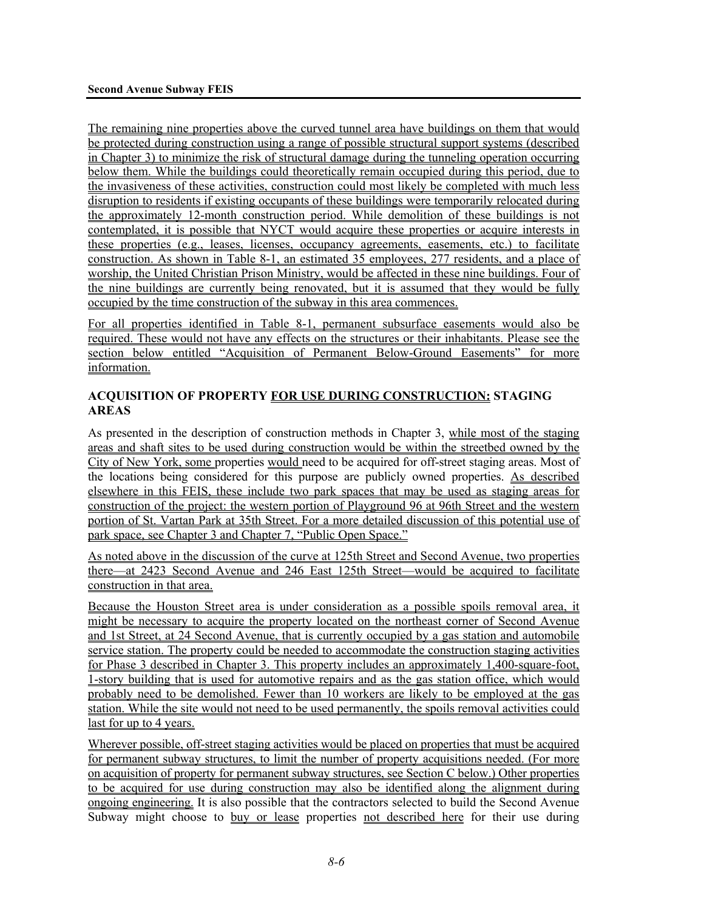The remaining nine properties above the curved tunnel area have buildings on them that would be protected during construction using a range of possible structural support systems (described in Chapter 3) to minimize the risk of structural damage during the tunneling operation occurring below them. While the buildings could theoretically remain occupied during this period, due to the invasiveness of these activities, construction could most likely be completed with much less disruption to residents if existing occupants of these buildings were temporarily relocated during the approximately 12-month construction period. While demolition of these buildings is not contemplated, it is possible that NYCT would acquire these properties or acquire interests in these properties (e.g., leases, licenses, occupancy agreements, easements, etc.) to facilitate construction. As shown in Table 8-1, an estimated 35 employees, 277 residents, and a place of worship, the United Christian Prison Ministry, would be affected in these nine buildings. Four of the nine buildings are currently being renovated, but it is assumed that they would be fully occupied by the time construction of the subway in this area commences.

For all properties identified in Table 8-1, permanent subsurface easements would also be required. These would not have any effects on the structures or their inhabitants. Please see the section below entitled "Acquisition of Permanent Below-Ground Easements" for more information.

### ACQUISITION OF PROPERTY FOR USE DURING CONSTRUCTION: STAGING AREAS

As presented in the description of construction methods in Chapter 3, while most of the staging areas and shaft sites to be used during construction would be within the streetbed owned by the City of New York, some properties would need to be acquired for off-street staging areas. Most of the locations being considered for this purpose are publicly owned properties. As described elsewhere in this FEIS, these include two park spaces that may be used as staging areas for construction of the project: the western portion of Playground 96 at 96th Street and the western portion of St. Vartan Park at 35th Street. For a more detailed discussion of this potential use of park space, see Chapter 3 and Chapter 7, "Public Open Space."

As noted above in the discussion of the curve at 125th Street and Second Avenue, two properties there—at 2423 Second Avenue and 246 East 125th Street—would be acquired to facilitate construction in that area.

Because the Houston Street area is under consideration as a possible spoils removal area, it might be necessary to acquire the property located on the northeast corner of Second Avenue and 1st Street, at 24 Second Avenue, that is currently occupied by a gas station and automobile service station. The property could be needed to accommodate the construction staging activities for Phase 3 described in Chapter 3. This property includes an approximately 1,400-square-foot, 1-story building that is used for automotive repairs and as the gas station office, which would probably need to be demolished. Fewer than 10 workers are likely to be employed at the gas station. While the site would not need to be used permanently, the spoils removal activities could last for up to 4 years.

Wherever possible, off-street staging activities would be placed on properties that must be acquired for permanent subway structures, to limit the number of property acquisitions needed. (For more on acquisition of property for permanent subway structures, see Section C below.) Other properties to be acquired for use during construction may also be identified along the alignment during ongoing engineering. It is also possible that the contractors selected to build the Second Avenue Subway might choose to buy or lease properties not described here for their use during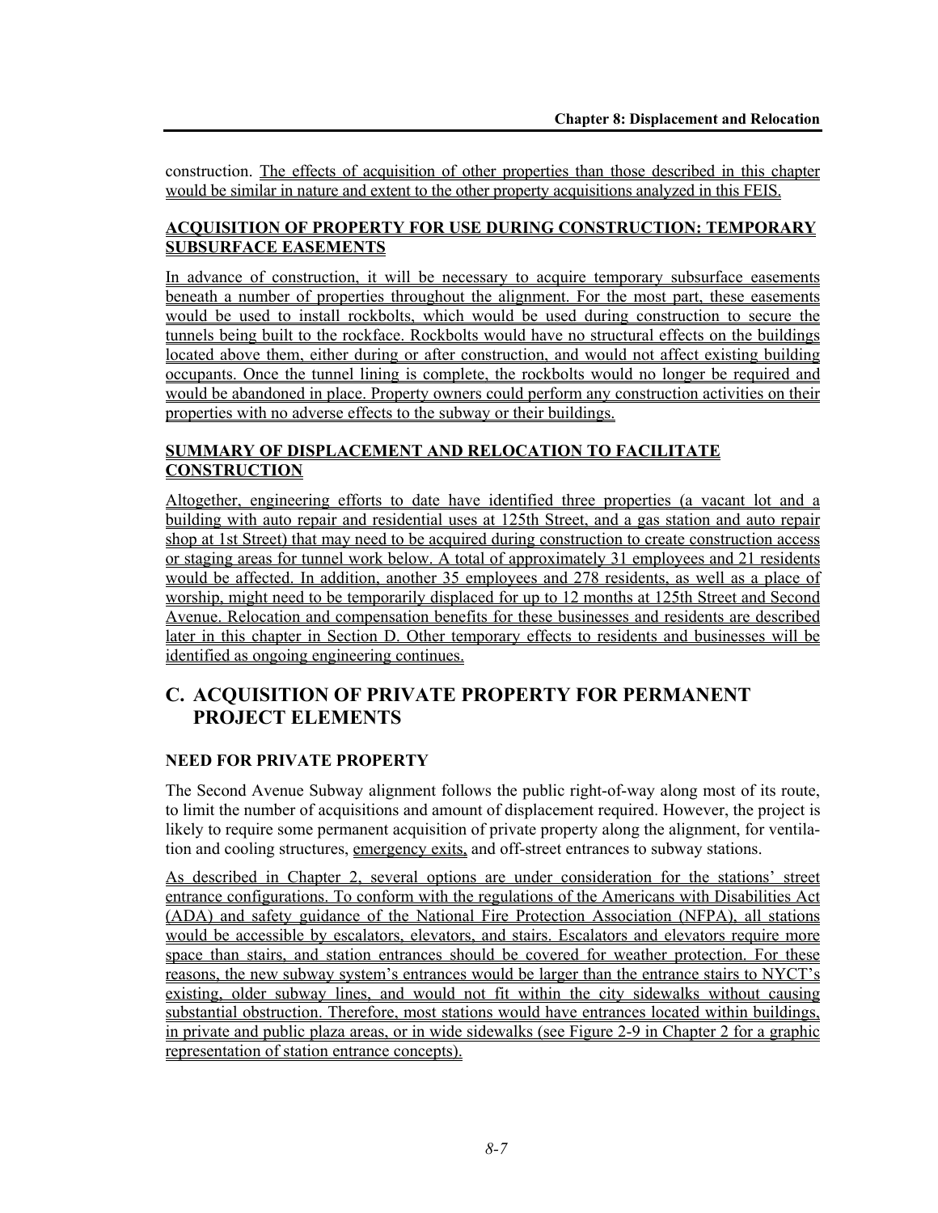construction. The effects of acquisition of other properties than those described in this chapter would be similar in nature and extent to the other property acquisitions analyzed in this FEIS.

### ACQUISITION OF PROPERTY FOR USE DURING CONSTRUCTION: TEMPORARY SUBSURFACE EASEMENTS

In advance of construction, it will be necessary to acquire temporary subsurface easements beneath a number of properties throughout the alignment. For the most part, these easements would be used to install rockbolts, which would be used during construction to secure the tunnels being built to the rockface. Rockbolts would have no structural effects on the buildings located above them, either during or after construction, and would not affect existing building occupants. Once the tunnel lining is complete, the rockbolts would no longer be required and would be abandoned in place. Property owners could perform any construction activities on their properties with no adverse effects to the subway or their buildings.

### SUMMARY OF DISPLACEMENT AND RELOCATION TO FACILITATE CONSTRUCTION

Altogether, engineering efforts to date have identified three properties (a vacant lot and a building with auto repair and residential uses at 125th Street, and a gas station and auto repair shop at 1st Street) that may need to be acquired during construction to create construction access or staging areas for tunnel work below. A total of approximately 31 employees and 21 residents would be affected. In addition, another 35 employees and 278 residents, as well as a place of worship, might need to be temporarily displaced for up to 12 months at 125th Street and Second Avenue. Relocation and compensation benefits for these businesses and residents are described later in this chapter in Section D. Other temporary effects to residents and businesses will be identified as ongoing engineering continues.

## C. ACQUISITION OF PRIVATE PROPERTY FOR PERMANENT PROJECT ELEMENTS

### NEED FOR PRIVATE PROPERTY

The Second Avenue Subway alignment follows the public right-of-way along most of its route, to limit the number of acquisitions and amount of displacement required. However, the project is likely to require some permanent acquisition of private property along the alignment, for ventilation and cooling structures, emergency exits, and off-street entrances to subway stations.

As described in Chapter 2, several options are under consideration for the stations' street entrance configurations. To conform with the regulations of the Americans with Disabilities Act (ADA) and safety guidance of the National Fire Protection Association (NFPA), all stations would be accessible by escalators, elevators, and stairs. Escalators and elevators require more space than stairs, and station entrances should be covered for weather protection. For these reasons, the new subway system's entrances would be larger than the entrance stairs to NYCT's existing, older subway lines, and would not fit within the city sidewalks without causing substantial obstruction. Therefore, most stations would have entrances located within buildings, in private and public plaza areas, or in wide sidewalks (see Figure 2-9 in Chapter 2 for a graphic representation of station entrance concepts).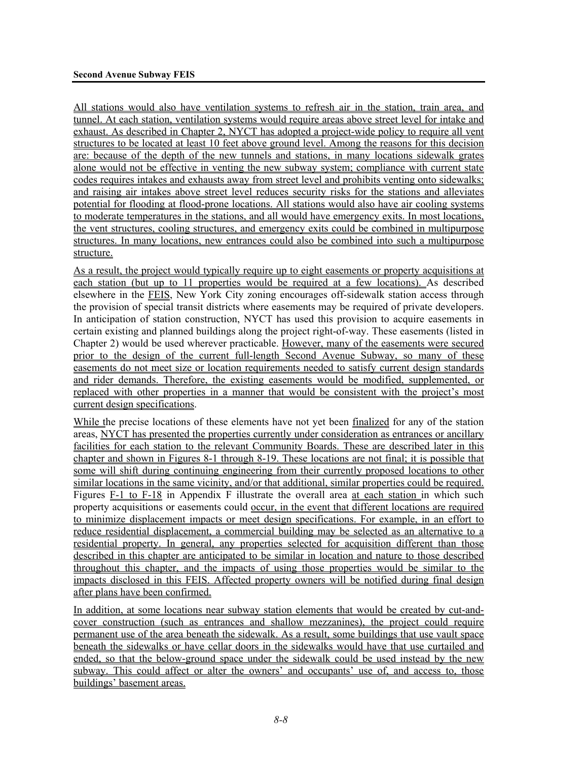All stations would also have ventilation systems to refresh air in the station, train area, and tunnel. At each station, ventilation systems would require areas above street level for intake and exhaust. As described in Chapter 2, NYCT has adopted a project-wide policy to require all vent structures to be located at least 10 feet above ground level. Among the reasons for this decision are: because of the depth of the new tunnels and stations, in many locations sidewalk grates alone would not be effective in venting the new subway system; compliance with current state codes requires intakes and exhausts away from street level and prohibits venting onto sidewalks; and raising air intakes above street level reduces security risks for the stations and alleviates potential for flooding at flood-prone locations. All stations would also have air cooling systems to moderate temperatures in the stations, and all would have emergency exits. In most locations, the vent structures, cooling structures, and emergency exits could be combined in multipurpose structures. In many locations, new entrances could also be combined into such a multipurpose structure.

As a result, the project would typically require up to eight easements or property acquisitions at each station (but up to 11 properties would be required at a few locations). As described elsewhere in the FEIS, New York City zoning encourages off-sidewalk station access through the provision of special transit districts where easements may be required of private developers. In anticipation of station construction, NYCT has used this provision to acquire easements in certain existing and planned buildings along the project right-of-way. These easements (listed in Chapter 2) would be used wherever practicable. However, many of the easements were secured prior to the design of the current full-length Second Avenue Subway, so many of these easements do not meet size or location requirements needed to satisfy current design standards and rider demands. Therefore, the existing easements would be modified, supplemented, or replaced with other properties in a manner that would be consistent with the project's most current design specifications.

While the precise locations of these elements have not yet been finalized for any of the station areas, NYCT has presented the properties currently under consideration as entrances or ancillary facilities for each station to the relevant Community Boards. These are described later in this chapter and shown in Figures 8-1 through 8-19. These locations are not final; it is possible that some will shift during continuing engineering from their currently proposed locations to other similar locations in the same vicinity, and/or that additional, similar properties could be required. Figures F-1 to F-18 in Appendix F illustrate the overall area at each station in which such property acquisitions or easements could occur, in the event that different locations are required to minimize displacement impacts or meet design specifications. For example, in an effort to reduce residential displacement, a commercial building may be selected as an alternative to a residential property. In general, any properties selected for acquisition different than those described in this chapter are anticipated to be similar in location and nature to those described throughout this chapter, and the impacts of using those properties would be similar to the impacts disclosed in this FEIS. Affected property owners will be notified during final design after plans have been confirmed.

In addition, at some locations near subway station elements that would be created by cut-and-cover construction (such as entrances and shallow mezzanines), the project could require permanent use of the area beneath the sidewalk. As a result, some buildings that use vault space beneath the sidewalks or have cellar doors in the sidewalks would have that use curtailed and ended, so that the below-ground space under the sidewalk could be used instead by the new subway. This could affect or alter the owners' and occupants' use of, and access to, those buildings' basement areas.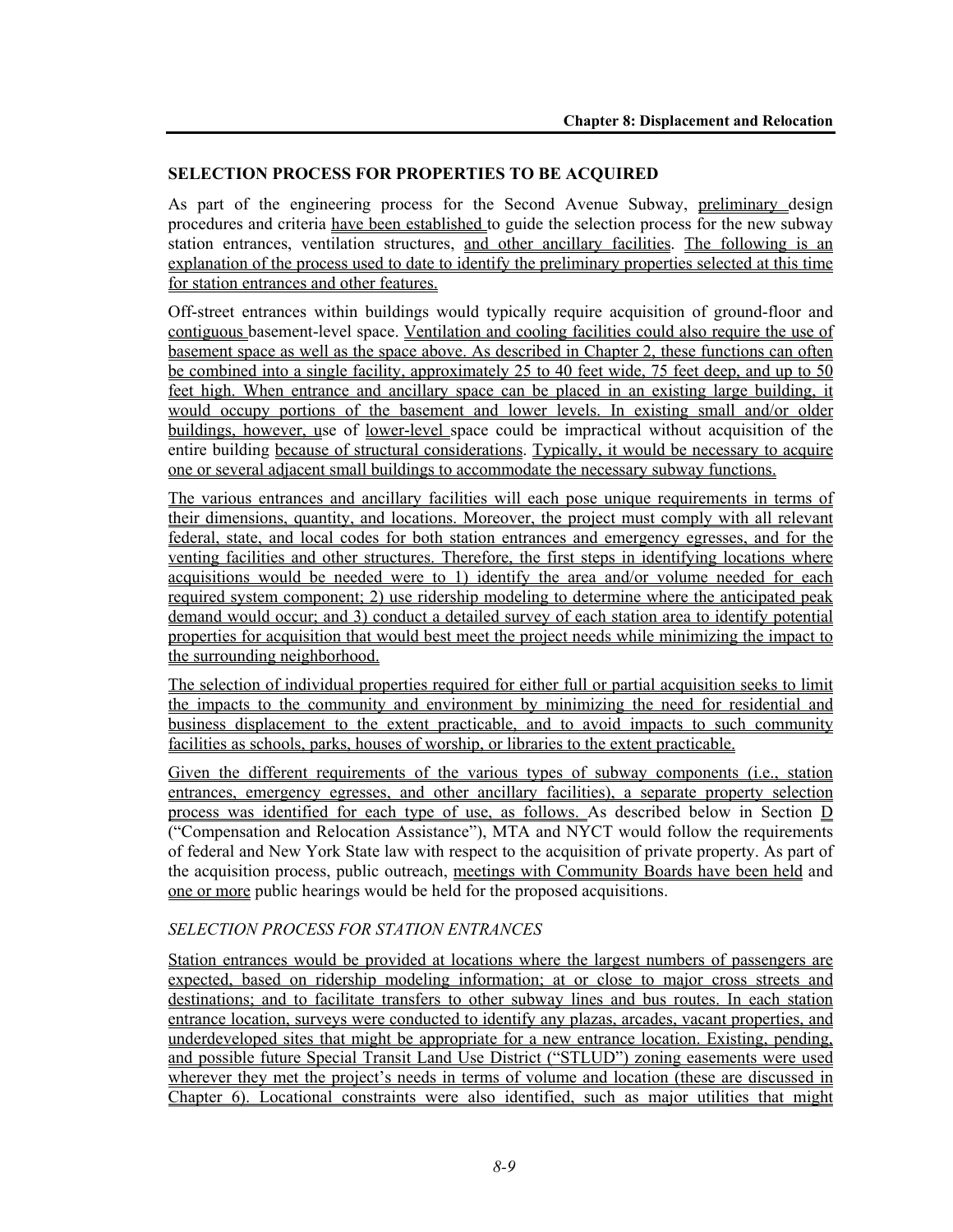## SELECTION PROCESS FOR PROPERTIES TO BE ACQUIRED

As part of the engineering process for the Second Avenue Subway, preliminary design procedures and criteria have been established to guide the selection process for the new subway station entrances, ventilation structures, and other ancillary facilities. The following is an explanation of the process used to date to identify the preliminary properties selected at this time for station entrances and other features.

Off-street entrances within buildings would typically require acquisition of ground-floor and contiguous basement-level space. Ventilation and cooling facilities could also require the use of basement space as well as the space above. As described in Chapter 2, these functions can often be combined into a single facility, approximately 25 to 40 feet wide, 75 feet deep, and up to 50 feet high. When entrance and ancillary space can be placed in an existing large building, it would occupy portions of the basement and lower levels. In existing small and/or older buildings, however, use of lower-level space could be impractical without acquisition of the entire building because of structural considerations. Typically, it would be necessary to acquire one or several adjacent small buildings to accommodate the necessary subway functions.

The various entrances and ancillary facilities will each pose unique requirements in terms of their dimensions, quantity, and locations. Moreover, the project must comply with all relevant federal, state, and local codes for both station entrances and emergency egresses, and for the venting facilities and other structures. Therefore, the first steps in identifying locations where acquisitions would be needed were to 1) identify the area and/or volume needed for each required system component; 2) use ridership modeling to determine where the anticipated peak demand would occur; and 3) conduct a detailed survey of each station area to identify potential properties for acquisition that would best meet the project needs while minimizing the impact to the surrounding neighborhood.

The selection of individual properties required for either full or partial acquisition seeks to limit the impacts to the community and environment by minimizing the need for residential and business displacement to the extent practicable, and to avoid impacts to such community facilities as schools, parks, houses of worship, or libraries to the extent practicable.

Given the different requirements of the various types of subway components (i.e., station entrances, emergency egresses, and other ancillary facilities), a separate property selection process was identified for each type of use, as follows. As described below in Section D ("Compensation and Relocation Assistance"), MTA and NYCT would follow the requirements of federal and New York State law with respect to the acquisition of private property. As part of the acquisition process, public outreach, meetings with Community Boards have been held and one or more public hearings would be held for the proposed acquisitions.

### *SELECTION PROCESS FOR STATION ENTRANCES*

Station entrances would be provided at locations where the largest numbers of passengers are expected, based on ridership modeling information; at or close to major cross streets and destinations; and to facilitate transfers to other subway lines and bus routes. In each station entrance location, surveys were conducted to identify any plazas, arcades, vacant properties, and underdeveloped sites that might be appropriate for a new entrance location. Existing, pending, and possible future Special Transit Land Use District ("STLUD") zoning easements were used wherever they met the project's needs in terms of volume and location (these are discussed in Chapter 6). Locational constraints were also identified, such as major utilities that might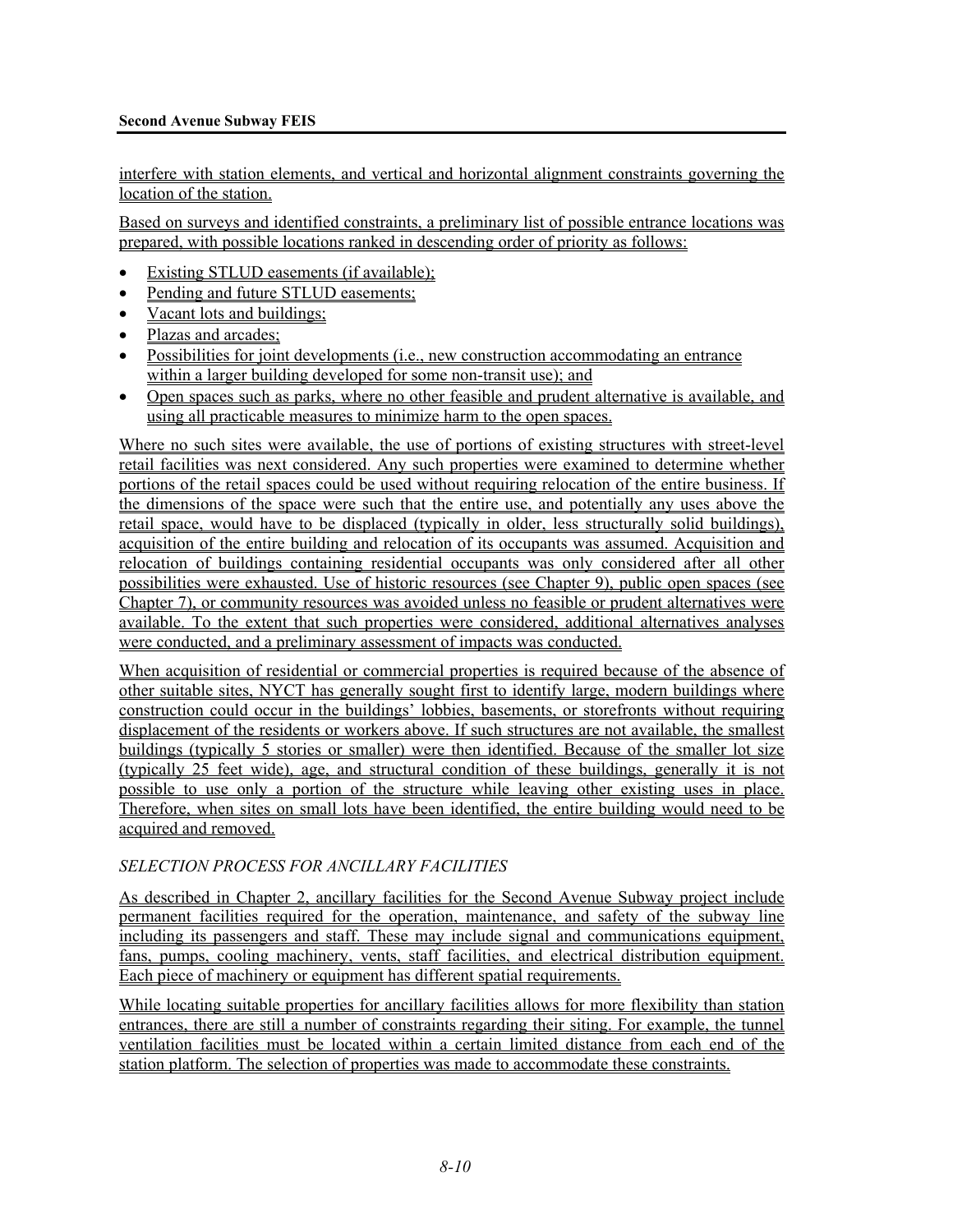interfere with station elements, and vertical and horizontal alignment constraints governing the location of the station.

Based on surveys and identified constraints, a preliminary list of possible entrance locations was prepared, with possible locations ranked in descending order of priority as follows:

- Existing STLUD easements (if available);
- Pending and future STLUD easements;
- Vacant lots and buildings;
- Plazas and arcades;
- Possibilities for joint developments (i.e., new construction accommodating an entrance within a larger building developed for some non-transit use); and
- Open spaces such as parks, where no other feasible and prudent alternative is available, and using all practicable measures to minimize harm to the open spaces.

Where no such sites were available, the use of portions of existing structures with street-level retail facilities was next considered. Any such properties were examined to determine whether portions of the retail spaces could be used without requiring relocation of the entire business. If the dimensions of the space were such that the entire use, and potentially any uses above the retail space, would have to be displaced (typically in older, less structurally solid buildings), acquisition of the entire building and relocation of its occupants was assumed. Acquisition and relocation of buildings containing residential occupants was only considered after all other possibilities were exhausted. Use of historic resources (see Chapter 9), public open spaces (see Chapter 7), or community resources was avoided unless no feasible or prudent alternatives were available. To the extent that such properties were considered, additional alternatives analyses were conducted, and a preliminary assessment of impacts was conducted.

When acquisition of residential or commercial properties is required because of the absence of other suitable sites, NYCT has generally sought first to identify large, modern buildings where construction could occur in the buildings' lobbies, basements, or storefronts without requiring displacement of the residents or workers above. If such structures are not available, the smallest buildings (typically 5 stories or smaller) were then identified. Because of the smaller lot size (typically 25 feet wide), age, and structural condition of these buildings, generally it is not possible to use only a portion of the structure while leaving other existing uses in place. Therefore, when sites on small lots have been identified, the entire building would need to be acquired and removed.

*SELECTION PROCESS FOR ANCILLARY FACILITIES*

As described in Chapter 2, ancillary facilities for the Second Avenue Subway project include permanent facilities required for the operation, maintenance, and safety of the subway line including its passengers and staff. These may include signal and communications equipment, fans, pumps, cooling machinery, vents, staff facilities, and electrical distribution equipment. Each piece of machinery or equipment has different spatial requirements.

While locating suitable properties for ancillary facilities allows for more flexibility than station entrances, there are still a number of constraints regarding their siting. For example, the tunnel ventilation facilities must be located within a certain limited distance from each end of the station platform. The selection of properties was made to accommodate these constraints.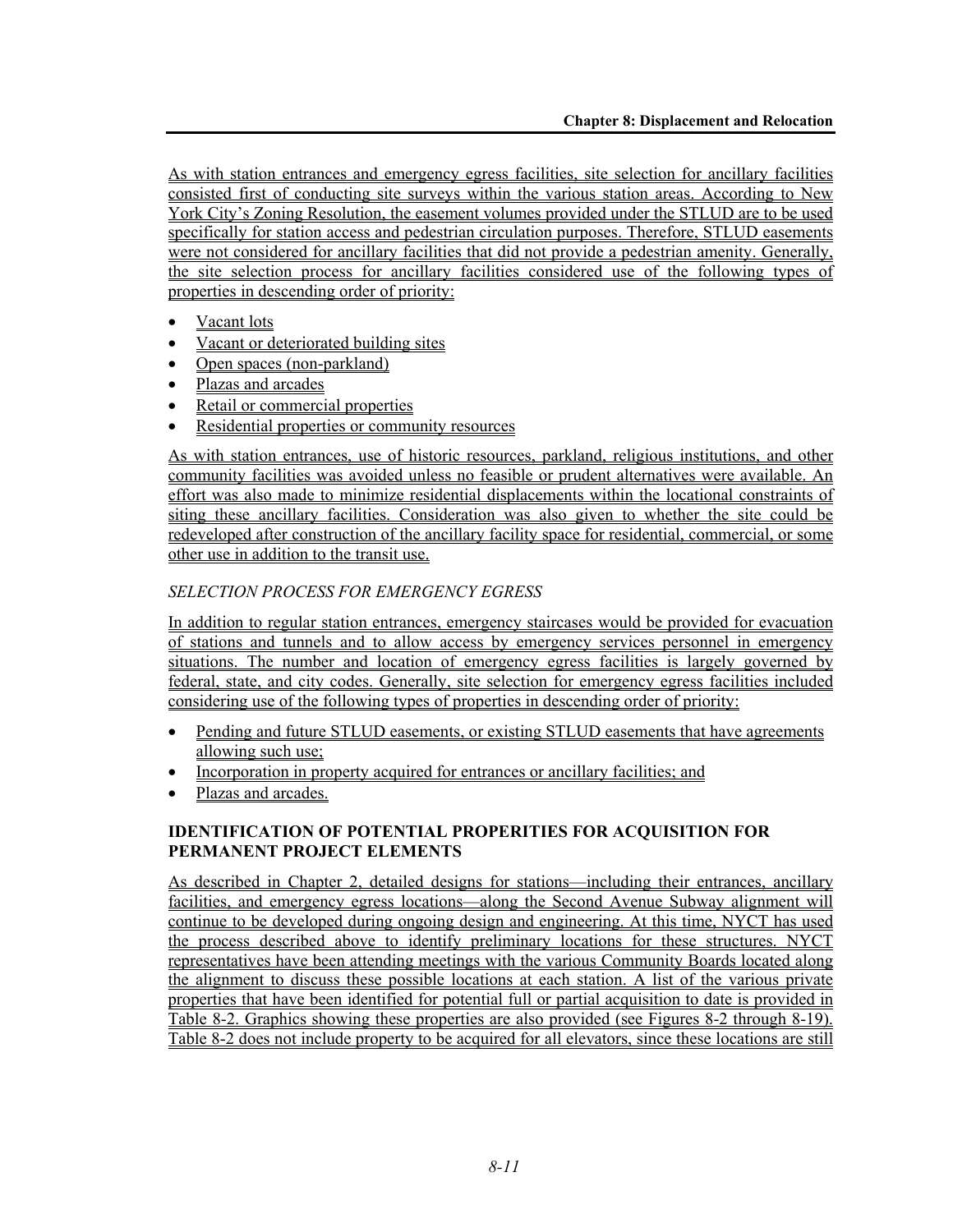As with station entrances and emergency egress facilities, site selection for ancillary facilities consisted first of conducting site surveys within the various station areas. According to New York City's Zoning Resolution, the easement volumes provided under the STLUD are to be used specifically for station access and pedestrian circulation purposes. Therefore, STLUD easements were not considered for ancillary facilities that did not provide a pedestrian amenity. Generally, the site selection process for ancillary facilities considered use of the following types of properties in descending order of priority:

- Vacant lots
- Vacant or deteriorated building sites
- Open spaces (non-parkland)
- Plazas and arcades
- Retail or commercial properties
- Residential properties or community resources

As with station entrances, use of historic resources, parkland, religious institutions, and other community facilities was avoided unless no feasible or prudent alternatives were available. An effort was also made to minimize residential displacements within the locational constraints of siting these ancillary facilities. Consideration was also given to whether the site could be redeveloped after construction of the ancillary facility space for residential, commercial, or some other use in addition to the transit use.

*SELECTION PROCESS FOR EMERGENCY EGRESS*

In addition to regular station entrances, emergency staircases would be provided for evacuation of stations and tunnels and to allow access by emergency services personnel in emergency situations. The number and location of emergency egress facilities is largely governed by federal, state, and city codes. Generally, site selection for emergency egress facilities included considering use of the following types of properties in descending order of priority:

- Pending and future STLUD easements, or existing STLUD easements that have agreements allowing such use;
- Incorporation in property acquired for entrances or ancillary facilities; and
- Plazas and arcades.

### IDENTIFICATION OF POTENTIAL PROPERITIES FOR ACQUISITION FOR PERMANENT PROJECT ELEMENTS

As described in Chapter 2, detailed designs for stations—including their entrances, ancillary facilities, and emergency egress locations—along the Second Avenue Subway alignment will continue to be developed during ongoing design and engineering. At this time, NYCT has used the process described above to identify preliminary locations for these structures. NYCT representatives have been attending meetings with the various Community Boards located along the alignment to discuss these possible locations at each station. A list of the various private properties that have been identified for potential full or partial acquisition to date is provided in Table 8-2. Graphics showing these properties are also provided (see Figures 8-2 through 8-19). Table 8-2 does not include property to be acquired for all elevators, since these locations are still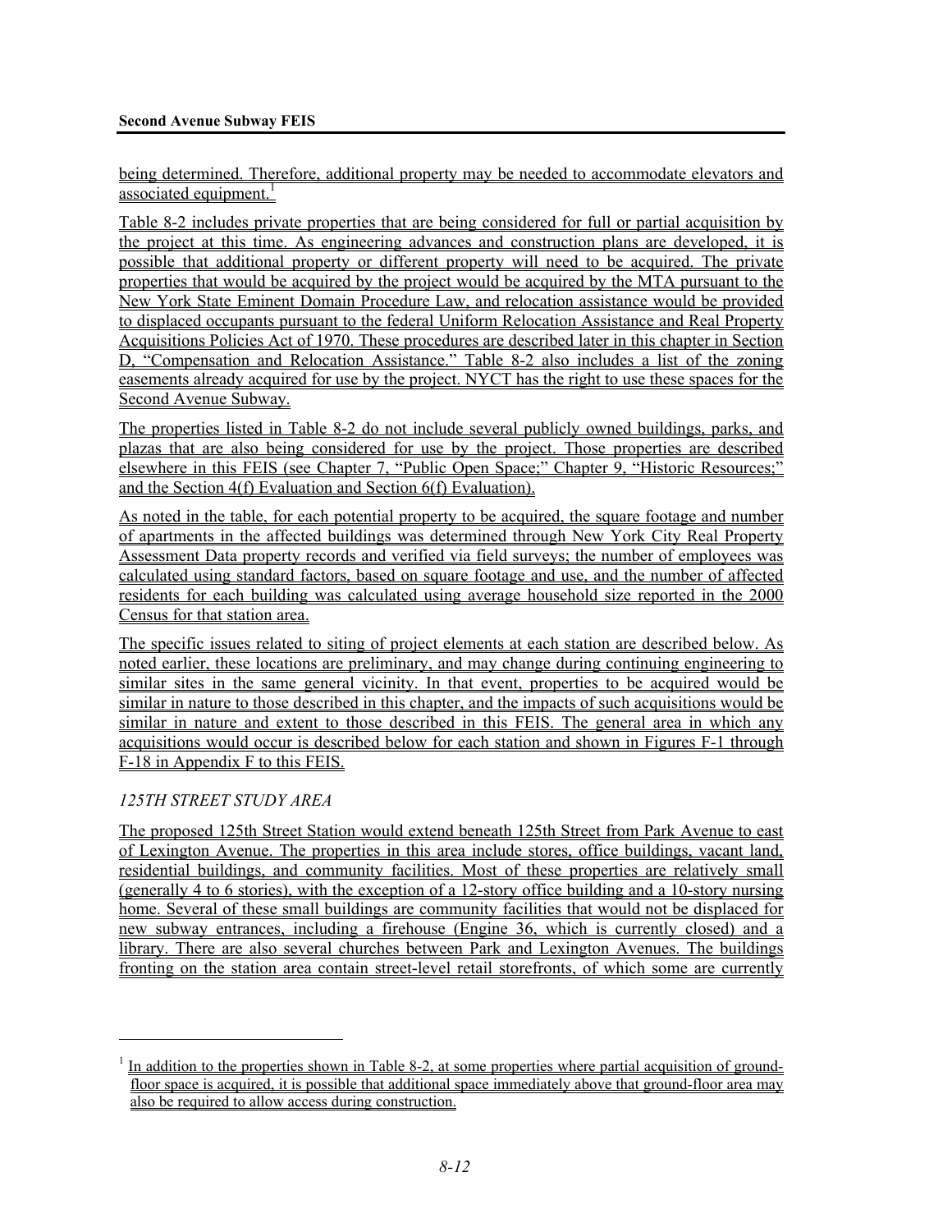being determined. Therefore, additional property may be needed to accommodate elevators and associated equipment.[1]

Table 8-2 includes private properties that are being considered for full or partial acquisition by the project at this time. As engineering advances and construction plans are developed, it is possible that additional property or different property will need to be acquired. The private properties that would be acquired by the project would be acquired by the MTA pursuant to the New York State Eminent Domain Procedure Law, and relocation assistance would be provided to displaced occupants pursuant to the federal Uniform Relocation Assistance and Real Property Acquisitions Policies Act of 1970. These procedures are described later in this chapter in Section D, "Compensation and Relocation Assistance." Table 8-2 also includes a list of the zoning easements already acquired for use by the project. NYCT has the right to use these spaces for the Second Avenue Subway.

The properties listed in Table 8-2 do not include several publicly owned buildings, parks, and plazas that are also being considered for use by the project. Those properties are described elsewhere in this FEIS (see Chapter 7, "Public Open Space;" Chapter 9, "Historic Resources;" and the Section 4(f) Evaluation and Section 6(f) Evaluation).

As noted in the table, for each potential property to be acquired, the square footage and number of apartments in the affected buildings was determined through New York City Real Property Assessment Data property records and verified via field surveys; the number of employees was calculated using standard factors, based on square footage and use, and the number of affected residents for each building was calculated using average household size reported in the 2000 Census for that station area.

The specific issues related to siting of project elements at each station are described below. As noted earlier, these locations are preliminary, and may change during continuing engineering to similar sites in the same general vicinity. In that event, properties to be acquired would be similar in nature to those described in this chapter, and the impacts of such acquisitions would be similar in nature and extent to those described in this FEIS. The general area in which any acquisitions would occur is described below for each station and shown in Figures F-1 through F-18 in Appendix F to this FEIS.

*125TH STREET STUDY AREA*

The proposed 125th Street Station would extend beneath 125th Street from Park Avenue to east of Lexington Avenue. The properties in this area include stores, office buildings, vacant land, residential buildings, and community facilities. Most of these properties are relatively small (generally 4 to 6 stories), with the exception of a 12-story office building and a 10-story nursing home. Several of these small buildings are community facilities that would not be displaced for new subway entrances, including a firehouse (Engine 36, which is currently closed) and a library. There are also several churches between Park and Lexington Avenues. The buildings fronting on the station area contain street-level retail storefronts, of which some are currently

[1] In addition to the properties shown in Table 8-2, at some properties where partial acquisition of ground-floor space is acquired, it is possible that additional space immediately above that ground-floor area may also be required to allow access during construction.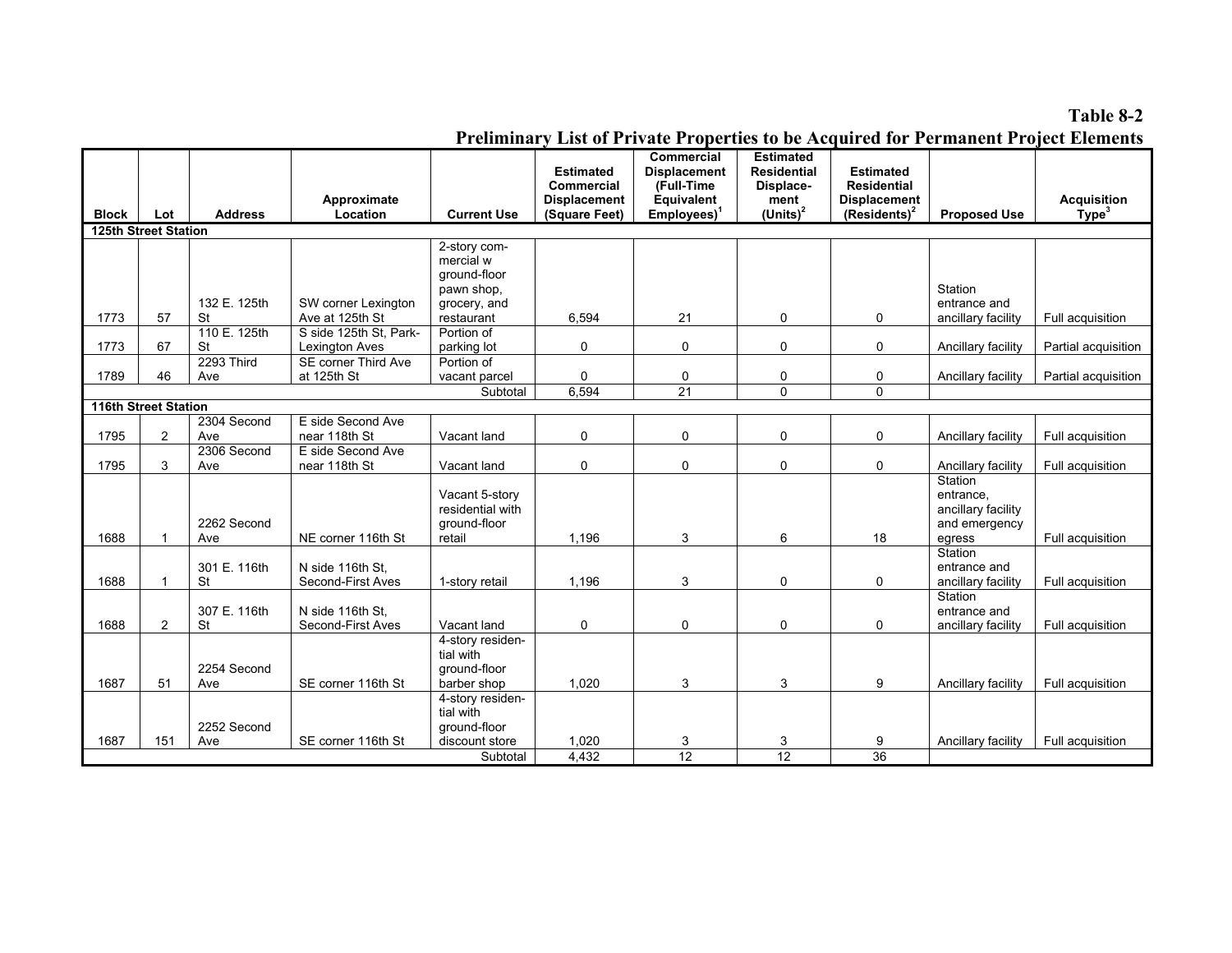**Table 8-2**

**Preliminary List of Private Properties to be Acquired for Permanent Project Elements**

| Block | Lot | Address | Approximate Location | Current Use | Estimated Commercial Displacement (Square Feet) | Commercial Displacement (Full-Time Equivalent Employees)[1] | Estimated Residential Displace-ment (Units)[2] | Estimated Residential Displacement (Residents)[2] | Proposed Use | Acquisition Type[3] |
|---|---|---|---|---|---|---|---|---|---|---|
| **125th Street Station** | | | | | | | | | | |
| 1773 | 57 | 132 E. 125th St | SW corner Lexington Ave at 125th St | 2-story commercial w ground-floor pawn shop, grocery, and restaurant | 6,594 | 21 | 0 | 0 | Station entrance and ancillary facility | Full acquisition |
| 1773 | 67 | 110 E. 125th St | S side 125th St, Park-Lexington Aves | Portion of parking lot | 0 | 0 | 0 | 0 | Ancillary facility | Partial acquisition |
| 1789 | 46 | 2293 Third Ave | SE corner Third Ave at 125th St | Portion of vacant parcel | 0 | 0 | 0 | 0 | Ancillary facility | Partial acquisition |
| | | | | Subtotal | 6,594 | 21 | 0 | 0 | | |
| **116th Street Station** | | | | | | | | | | |
| 1795 | 2 | 2304 Second Ave | E side Second Ave near 118th St | Vacant land | 0 | 0 | 0 | 0 | Ancillary facility | Full acquisition |
| 1795 | 3 | 2306 Second Ave | E side Second Ave near 118th St | Vacant land | 0 | 0 | 0 | 0 | Ancillary facility | Full acquisition |
| 1688 | 1 | 2262 Second Ave | NE corner 116th St | Vacant 5-story residential with ground-floor retail | 1,196 | 3 | 6 | 18 | Station entrance, ancillary facility and emergency egress | Full acquisition |
| 1688 | 1 | 301 E. 116th St | N side 116th St, Second-First Aves | 1-story retail | 1,196 | 3 | 0 | 0 | Station entrance and ancillary facility | Full acquisition |
| 1688 | 2 | 307 E. 116th St | N side 116th St, Second-First Aves | Vacant land | 0 | 0 | 0 | 0 | Station entrance and ancillary facility | Full acquisition |
| 1687 | 51 | 2254 Second Ave | SE corner 116th St | 4-story residential with ground-floor barber shop | 1,020 | 3 | 3 | 9 | Ancillary facility | Full acquisition |
| 1687 | 151 | 2252 Second Ave | SE corner 116th St | 4-story residential with ground-floor discount store | 1,020 | 3 | 3 | 9 | Ancillary facility | Full acquisition |
| | | | | Subtotal | 4,432 | 12 | 12 | 36 | | |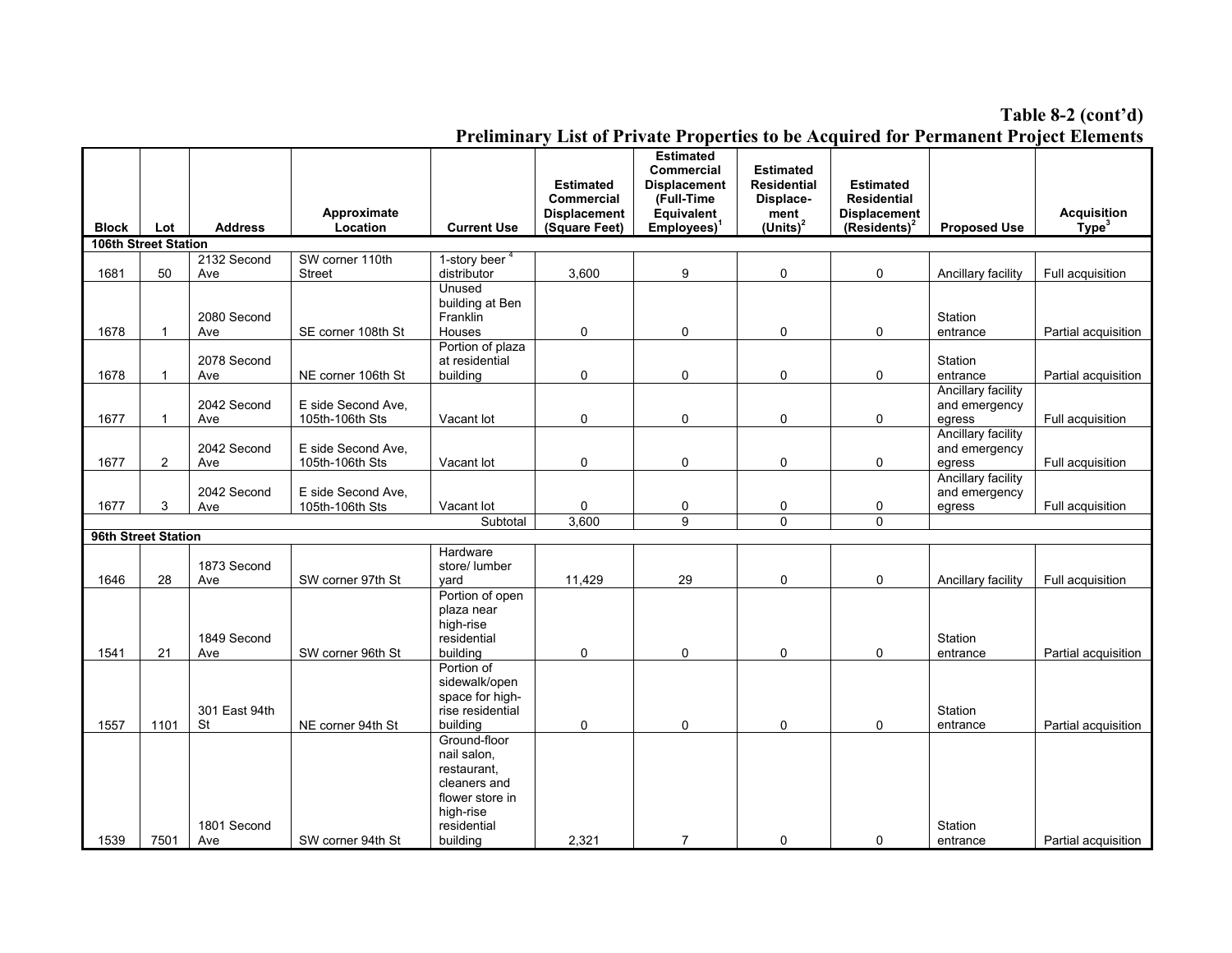**Table 8-2 (cont'd)**

**Preliminary List of Private Properties to be Acquired for Permanent Project Elements**

| Block | Lot | Address | Approximate Location | Current Use | Estimated Commercial Displacement (Square Feet) | Estimated Commercial Displacement (Full-Time Equivalent Employees)[1] | Estimated Residential Displace-ment (Units)[2] | Estimated Residential Displacement (Residents)[2] | Proposed Use | Acquisition Type[3] |
|---|---|---|---|---|---|---|---|---|---|---|
| **106th Street Station** | | | | | | | | | | |
| 1681 | 50 | 2132 Second Ave | SW corner 110th Street | 1-story beer[4] distributor | 3,600 | 9 | 0 | 0 | Ancillary facility | Full acquisition |
| 1678 | 1 | 2080 Second Ave | SE corner 108th St | Unused building at Ben Franklin Houses | 0 | 0 | 0 | 0 | Station entrance | Partial acquisition |
| 1678 | 1 | 2078 Second Ave | NE corner 106th St | Portion of plaza at residential building | 0 | 0 | 0 | 0 | Station entrance | Partial acquisition |
| 1677 | 1 | 2042 Second Ave | E side Second Ave, 105th-106th Sts | Vacant lot | 0 | 0 | 0 | 0 | Ancillary facility and emergency egress | Full acquisition |
| 1677 | 2 | 2042 Second Ave | E side Second Ave, 105th-106th Sts | Vacant lot | 0 | 0 | 0 | 0 | Ancillary facility and emergency egress | Full acquisition |
| 1677 | 3 | 2042 Second Ave | E side Second Ave, 105th-106th Sts | Vacant lot | 0 | 0 | 0 | 0 | Ancillary facility and emergency egress | Full acquisition |
| | | | | Subtotal | 3,600 | 9 | 0 | 0 | | |
| **96th Street Station** | | | | | | | | | | |
| 1646 | 28 | 1873 Second Ave | SW corner 97th St | Hardware store/ lumber yard | 11,429 | 29 | 0 | 0 | Ancillary facility | Full acquisition |
| 1541 | 21 | 1849 Second Ave | SW corner 96th St | Portion of open plaza near high-rise residential building | 0 | 0 | 0 | 0 | Station entrance | Partial acquisition |
| 1557 | 1101 | 301 East 94th St | NE corner 94th St | Portion of sidewalk/open space for high-rise residential building | 0 | 0 | 0 | 0 | Station entrance | Partial acquisition |
| 1539 | 7501 | 1801 Second Ave | SW corner 94th St | Ground-floor nail salon, restaurant, cleaners and flower store in high-rise residential building | 2,321 | 7 | 0 | 0 | Station entrance | Partial acquisition |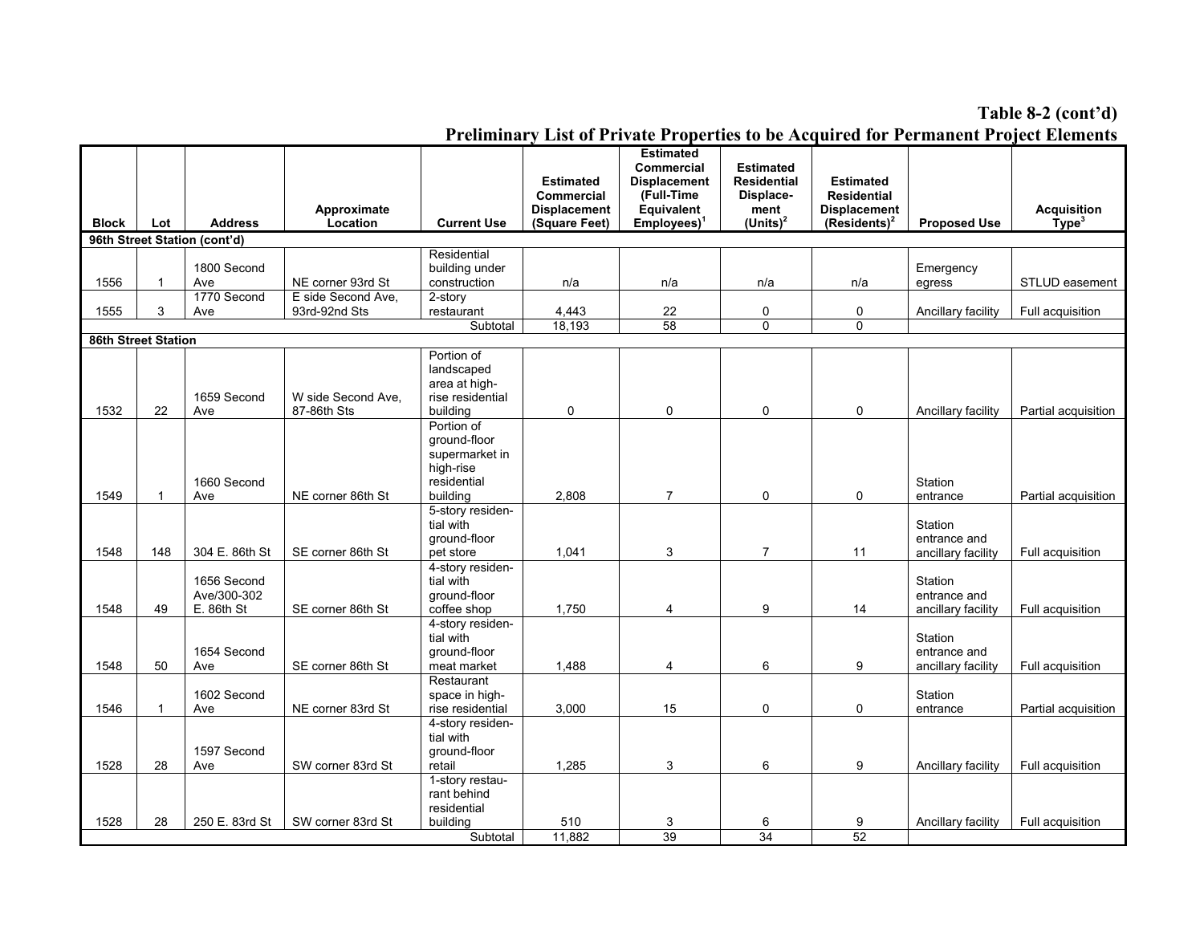**Table 8-2 (cont'd)**

**Preliminary List of Private Properties to be Acquired for Permanent Project Elements**

| Block | Lot | Address | Approximate Location | Current Use | Estimated Commercial Displacement (Square Feet) | Estimated Commercial Displacement (Full-Time Equivalent Employees)[1] | Estimated Residential Displacement (Units)[2] | Estimated Residential Displacement (Residents)[2] | Proposed Use | Acquisition Type[3] |
|---|---|---|---|---|---|---|---|---|---|---|
| **96th Street Station (cont'd)** | | | | | | | | | | |
| 1556 | 1 | 1800 Second Ave | NE corner 93rd St | Residential building under construction | n/a | n/a | n/a | n/a | Emergency egress | STLUD easement |
| 1555 | 3 | 1770 Second Ave | E side Second Ave, 93rd-92nd Sts | 2-story restaurant | 4,443 | 22 | 0 | 0 | Ancillary facility | Full acquisition |
| | | | | Subtotal | 18,193 | 58 | 0 | 0 | | |
| **86th Street Station** | | | | | | | | | | |
| 1532 | 22 | 1659 Second Ave | W side Second Ave, 87-86th Sts | Portion of landscaped area at high-rise residential building | 0 | 0 | 0 | 0 | Ancillary facility | Partial acquisition |
| 1549 | 1 | 1660 Second Ave | NE corner 86th St | Portion of ground-floor supermarket in high-rise residential building | 2,808 | 7 | 0 | 0 | Station entrance | Partial acquisition |
| 1548 | 148 | 304 E. 86th St | SE corner 86th St | 5-story residential with ground-floor pet store | 1,041 | 3 | 7 | 11 | Station entrance and ancillary facility | Full acquisition |
| 1548 | 49 | 1656 Second Ave/300-302 E. 86th St | SE corner 86th St | 4-story residential with ground-floor coffee shop | 1,750 | 4 | 9 | 14 | Station entrance and ancillary facility | Full acquisition |
| 1548 | 50 | 1654 Second Ave | SE corner 86th St | 4-story residential with ground-floor meat market | 1,488 | 4 | 6 | 9 | Station entrance and ancillary facility | Full acquisition |
| 1546 | 1 | 1602 Second Ave | NE corner 83rd St | Restaurant space in high-rise residential | 3,000 | 15 | 0 | 0 | Station entrance | Partial acquisition |
| 1528 | 28 | 1597 Second Ave | SW corner 83rd St | 4-story residential with ground-floor retail | 1,285 | 3 | 6 | 9 | Ancillary facility | Full acquisition |
| 1528 | 28 | 250 E. 83rd St | SW corner 83rd St | 1-story restaurant behind residential building | 510 | 3 | 6 | 9 | Ancillary facility | Full acquisition |
| | | | | Subtotal | 11,882 | 39 | 34 | 52 | | |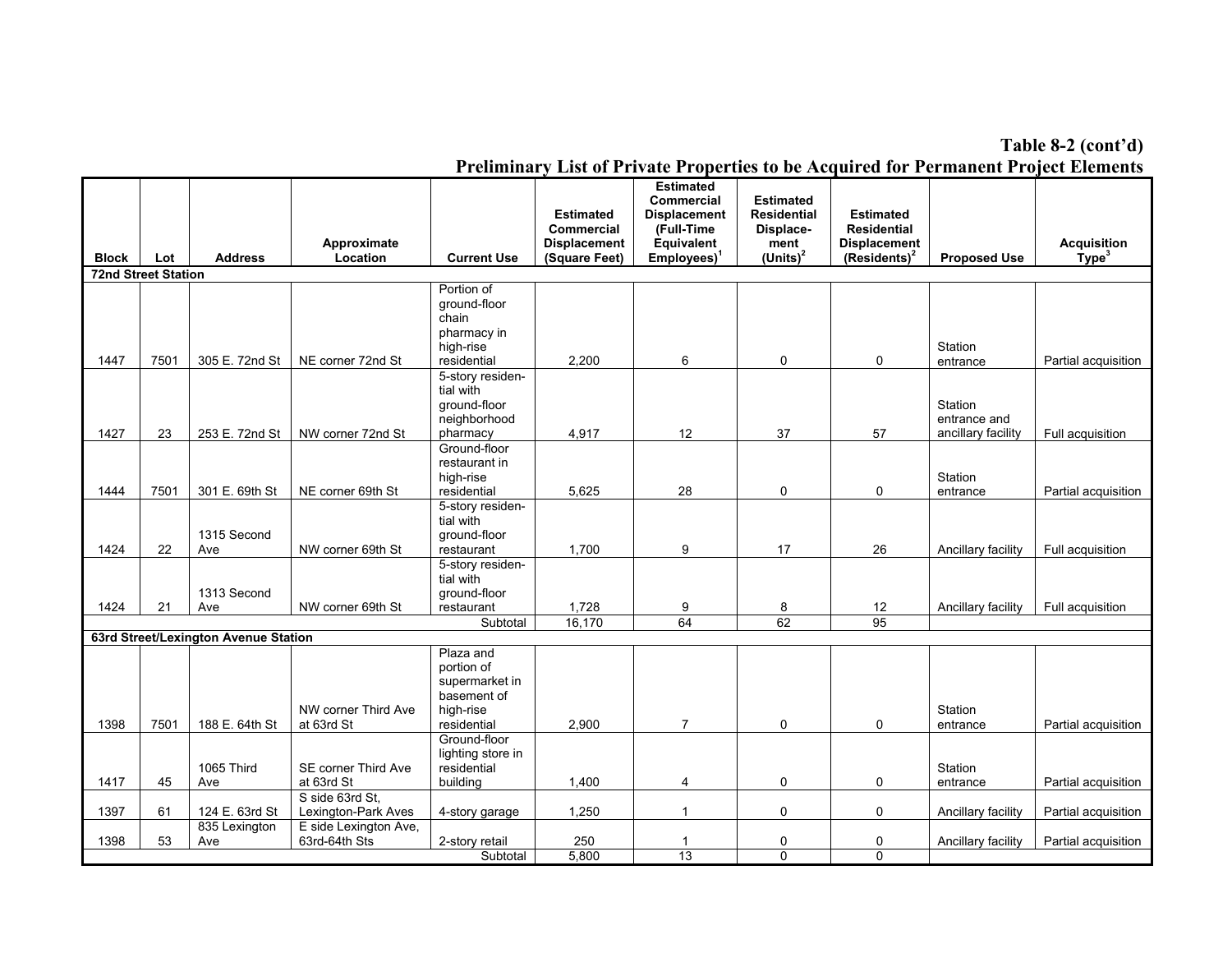**Table 8-2 (cont'd)**

**Preliminary List of Private Properties to be Acquired for Permanent Project Elements**

| Block | Lot | Address | Approximate Location | Current Use | Estimated Commercial Displacement (Square Feet) | Estimated Commercial Displacement (Full-Time Equivalent Employees)[1] | Estimated Residential Displacement (Units)[2] | Estimated Residential Displacement (Residents)[2] | Proposed Use | Acquisition Type[3] |
|---|---|---|---|---|---|---|---|---|---|---|
| **72nd Street Station** | | | | | | | | | | |
| 1447 | 7501 | 305 E. 72nd St | NE corner 72nd St | Portion of ground-floor chain pharmacy in high-rise residential | 2,200 | 6 | 0 | 0 | Station entrance | Partial acquisition |
| 1427 | 23 | 253 E. 72nd St | NW corner 72nd St | 5-story residential with ground-floor neighborhood pharmacy | 4,917 | 12 | 37 | 57 | Station entrance and ancillary facility | Full acquisition |
| 1444 | 7501 | 301 E. 69th St | NE corner 69th St | Ground-floor restaurant in high-rise residential | 5,625 | 28 | 0 | 0 | Station entrance | Partial acquisition |
| 1424 | 22 | 1315 Second Ave | NW corner 69th St | 5-story residential with ground-floor restaurant | 1,700 | 9 | 17 | 26 | Ancillary facility | Full acquisition |
| 1424 | 21 | 1313 Second Ave | NW corner 69th St | 5-story residential with ground-floor restaurant | 1,728 | 9 | 8 | 12 | Ancillary facility | Full acquisition |
| | | | | Subtotal | 16,170 | 64 | 62 | 95 | | |
| **63rd Street/Lexington Avenue Station** | | | | | | | | | | |
| 1398 | 7501 | 188 E. 64th St | NW corner Third Ave at 63rd St | Plaza and portion of supermarket in basement of high-rise residential | 2,900 | 7 | 0 | 0 | Station entrance | Partial acquisition |
| 1417 | 45 | 1065 Third Ave | SE corner Third Ave at 63rd St | Ground-floor lighting store in residential building | 1,400 | 4 | 0 | 0 | Station entrance | Partial acquisition |
| 1397 | 61 | 124 E. 63rd St | S side 63rd St, Lexington-Park Aves | 4-story garage | 1,250 | 1 | 0 | 0 | Ancillary facility | Partial acquisition |
| 1398 | 53 | 835 Lexington Ave | E side Lexington Ave, 63rd-64th Sts | 2-story retail | 250 | 1 | 0 | 0 | Ancillary facility | Partial acquisition |
| | | | | Subtotal | 5,800 | 13 | 0 | 0 | | |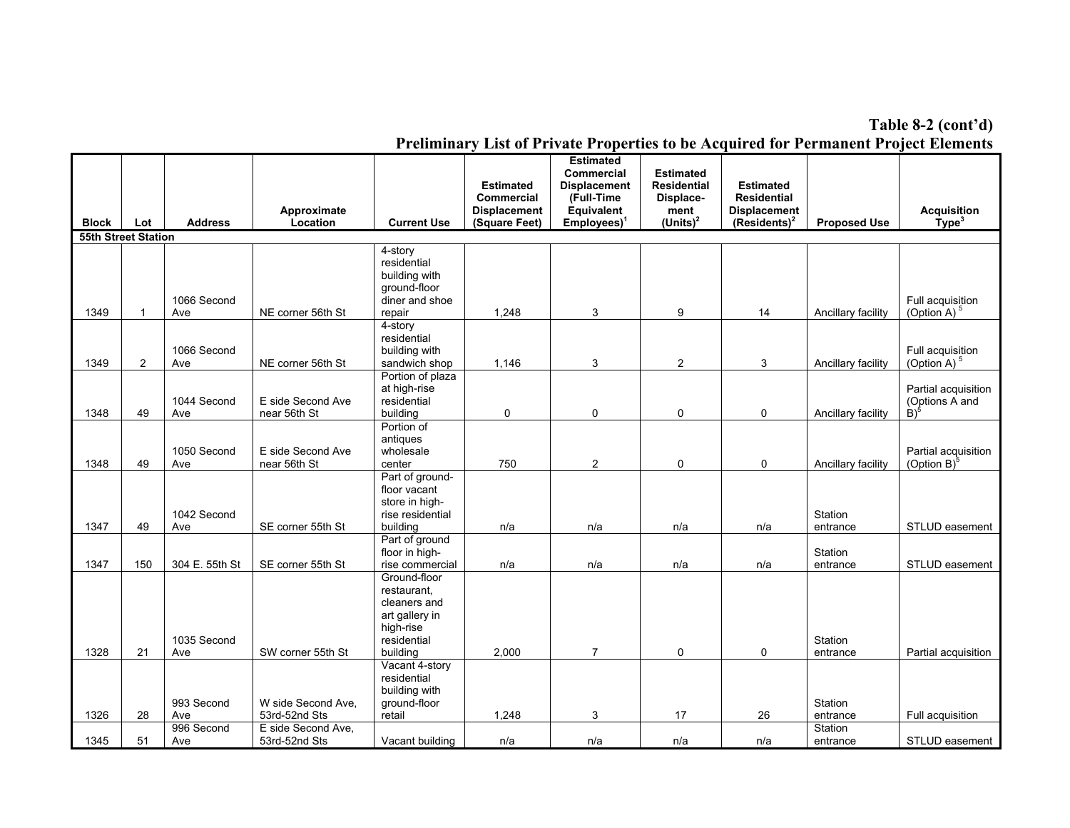**Table 8-2 (cont'd)**

**Preliminary List of Private Properties to be Acquired for Permanent Project Elements**

| Block | Lot | Address | Approximate Location | Current Use | Estimated Commercial Displacement (Square Feet) | Estimated Commercial Displacement (Full-Time Equivalent Employees)[1] | Estimated Residential Displacement (Units)[2] | Estimated Residential Displacement (Residents)[2] | Proposed Use | Acquisition Type[3] |
|---|---|---|---|---|---|---|---|---|---|---|
| **55th Street Station** | | | | | | | | | | |
| 1349 | 1 | 1066 Second Ave | NE corner 56th St | 4-story residential building with ground-floor diner and shoe repair | 1,248 | 3 | 9 | 14 | Ancillary facility | Full acquisition (Option A) [5] |
| 1349 | 2 | 1066 Second Ave | NE corner 56th St | 4-story residential building with sandwich shop | 1,146 | 3 | 2 | 3 | Ancillary facility | Full acquisition (Option A) [5] |
| 1348 | 49 | 1044 Second Ave | E side Second Ave near 56th St | Portion of plaza at high-rise residential building | 0 | 0 | 0 | 0 | Ancillary facility | Partial acquisition (Options A and B)[5] |
| 1348 | 49 | 1050 Second Ave | E side Second Ave near 56th St | Portion of antiques wholesale center | 750 | 2 | 0 | 0 | Ancillary facility | Partial acquisition (Option B)[5] |
| 1347 | 49 | 1042 Second Ave | SE corner 55th St | Part of ground-floor vacant store in high-rise residential building | n/a | n/a | n/a | n/a | Station entrance | STLUD easement |
| 1347 | 150 | 304 E. 55th St | SE corner 55th St | Part of ground floor in high-rise commercial | n/a | n/a | n/a | n/a | Station entrance | STLUD easement |
| 1328 | 21 | 1035 Second Ave | SW corner 55th St | Ground-floor restaurant, cleaners and art gallery in high-rise residential building | 2,000 | 7 | 0 | 0 | Station entrance | Partial acquisition |
| 1326 | 28 | 993 Second Ave | W side Second Ave, 53rd-52nd Sts | Vacant 4-story residential building with ground-floor retail | 1,248 | 3 | 17 | 26 | Station entrance | Full acquisition |
| 1345 | 51 | 996 Second Ave | E side Second Ave, 53rd-52nd Sts | Vacant building | n/a | n/a | n/a | n/a | Station entrance | STLUD easement |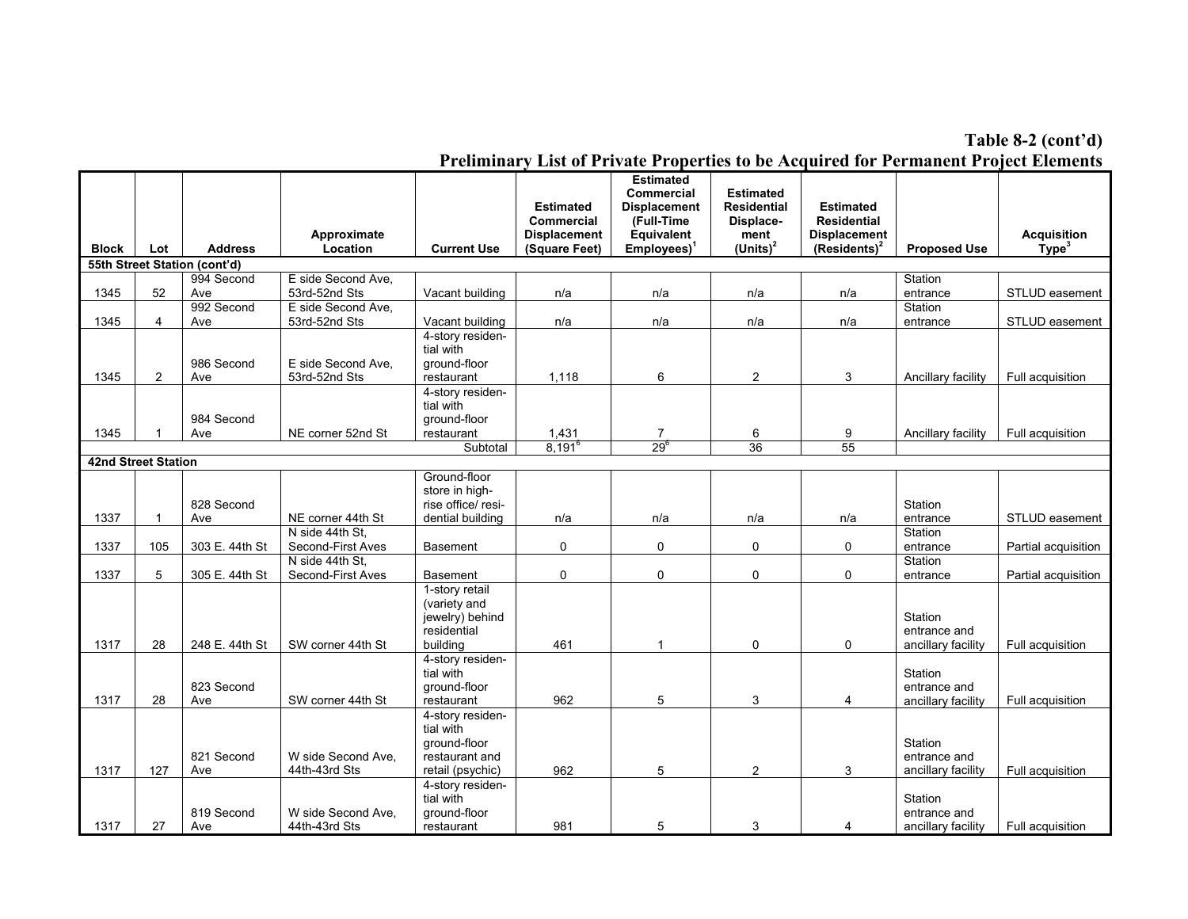**Table 8-2 (cont'd)**
**Preliminary List of Private Properties to be Acquired for Permanent Project Elements**

| Block | Lot | Address | Approximate Location | Current Use | Estimated Commercial Displacement (Square Feet) | Estimated Commercial Displacement (Full-Time Equivalent Employees)[1] | Estimated Residential Displacement (Units)[2] | Estimated Residential Displacement (Residents)[2] | Proposed Use | Acquisition Type[3] |
|---|---|---|---|---|---|---|---|---|---|---|
| **55th Street Station (cont'd)** | | | | | | | | | | |
| 1345 | 52 | 994 Second Ave | E side Second Ave, 53rd-52nd Sts | Vacant building | n/a | n/a | n/a | n/a | Station entrance | STLUD easement |
| 1345 | 4 | 992 Second Ave | E side Second Ave, 53rd-52nd Sts | Vacant building | n/a | n/a | n/a | n/a | Station entrance | STLUD easement |
| 1345 | 2 | 986 Second Ave | E side Second Ave, 53rd-52nd Sts | 4-story residential with ground-floor restaurant | 1,118 | 6 | 2 | 3 | Ancillary facility | Full acquisition |
| 1345 | 1 | 984 Second Ave | NE corner 52nd St | 4-story residential with ground-floor restaurant | 1,431 | 7 | 6 | 9 | Ancillary facility | Full acquisition |
| | | | | Subtotal | 8,191[6] | 29[6] | 36 | 55 | | |
| **42nd Street Station** | | | | | | | | | | |
| 1337 | 1 | 828 Second Ave | NE corner 44th St | Ground-floor store in high-rise office/ residential building | n/a | n/a | n/a | n/a | Station entrance | STLUD easement |
| 1337 | 105 | 303 E. 44th St | N side 44th St, Second-First Aves | Basement | 0 | 0 | 0 | 0 | Station entrance | Partial acquisition |
| 1337 | 5 | 305 E. 44th St | N side 44th St, Second-First Aves | Basement | 0 | 0 | 0 | 0 | Station entrance | Partial acquisition |
| 1317 | 28 | 248 E. 44th St | SW corner 44th St | 1-story retail (variety and jewelry) behind residential building | 461 | 1 | 0 | 0 | Station entrance and ancillary facility | Full acquisition |
| 1317 | 28 | 823 Second Ave | SW corner 44th St | 4-story residential with ground-floor restaurant | 962 | 5 | 3 | 4 | Station entrance and ancillary facility | Full acquisition |
| 1317 | 127 | 821 Second Ave | W side Second Ave, 44th-43rd Sts | 4-story residential with ground-floor restaurant and retail (psychic) | 962 | 5 | 2 | 3 | Station entrance and ancillary facility | Full acquisition |
| 1317 | 27 | 819 Second Ave | W side Second Ave, 44th-43rd Sts | 4-story residential with ground-floor restaurant | 981 | 5 | 3 | 4 | Station entrance and ancillary facility | Full acquisition |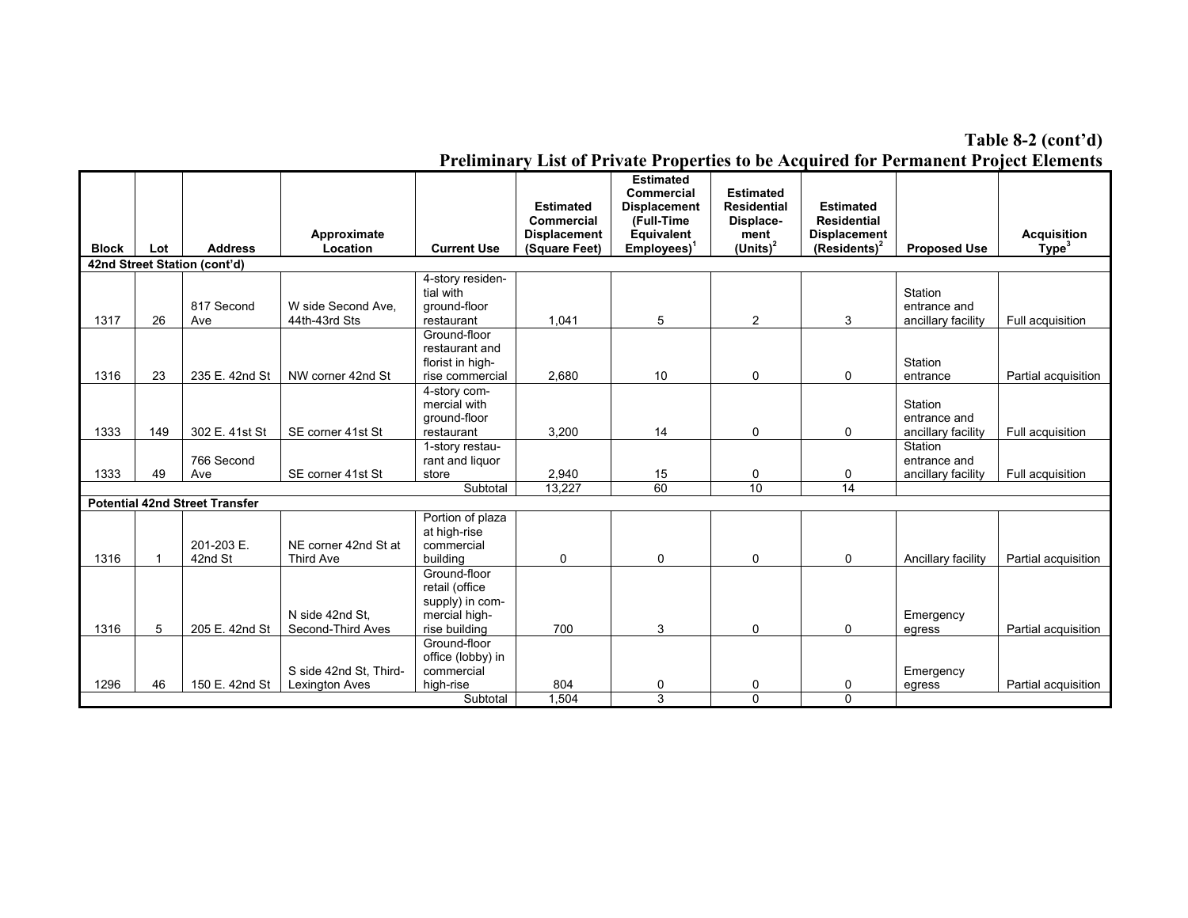**Table 8-2 (cont'd)**
**Preliminary List of Private Properties to be Acquired for Permanent Project Elements**

| Block | Lot | Address | Approximate Location | Current Use | Estimated Commercial Displacement (Square Feet) | Estimated Commercial Displacement (Full-Time Equivalent Employees)[1] | Estimated Residential Displacement (Units)[2] | Estimated Residential Displacement (Residents)[2] | Proposed Use | Acquisition Type[3] |
|---|---|---|---|---|---|---|---|---|---|---|
| **42nd Street Station (cont'd)** | | | | | | | | | | |
| 1317 | 26 | 817 Second Ave | W side Second Ave, 44th-43rd Sts | 4-story residential with ground-floor restaurant | 1,041 | 5 | 2 | 3 | Station entrance and ancillary facility | Full acquisition |
| 1316 | 23 | 235 E. 42nd St | NW corner 42nd St | Ground-floor restaurant and florist in high-rise commercial | 2,680 | 10 | 0 | 0 | Station entrance | Partial acquisition |
| 1333 | 149 | 302 E. 41st St | SE corner 41st St | 4-story commercial with ground-floor restaurant | 3,200 | 14 | 0 | 0 | Station entrance and ancillary facility | Full acquisition |
| 1333 | 49 | 766 Second Ave | SE corner 41st St | 1-story restaurant and liquor store | 2,940 | 15 | 0 | 0 | Station entrance and ancillary facility | Full acquisition |
| | | | | Subtotal | 13,227 | 60 | 10 | 14 | | |
| **Potential 42nd Street Transfer** | | | | | | | | | | |
| 1316 | 1 | 201-203 E. 42nd St | NE corner 42nd St at Third Ave | Portion of plaza at high-rise commercial building | 0 | 0 | 0 | 0 | Ancillary facility | Partial acquisition |
| 1316 | 5 | 205 E. 42nd St | N side 42nd St, Second-Third Aves | Ground-floor retail (office supply) in commercial high-rise building | 700 | 3 | 0 | 0 | Emergency egress | Partial acquisition |
| 1296 | 46 | 150 E. 42nd St | S side 42nd St, Third-Lexington Aves | Ground-floor office (lobby) in commercial high-rise | 804 | 0 | 0 | 0 | Emergency egress | Partial acquisition |
| | | | | Subtotal | 1,504 | 3 | 0 | 0 | | |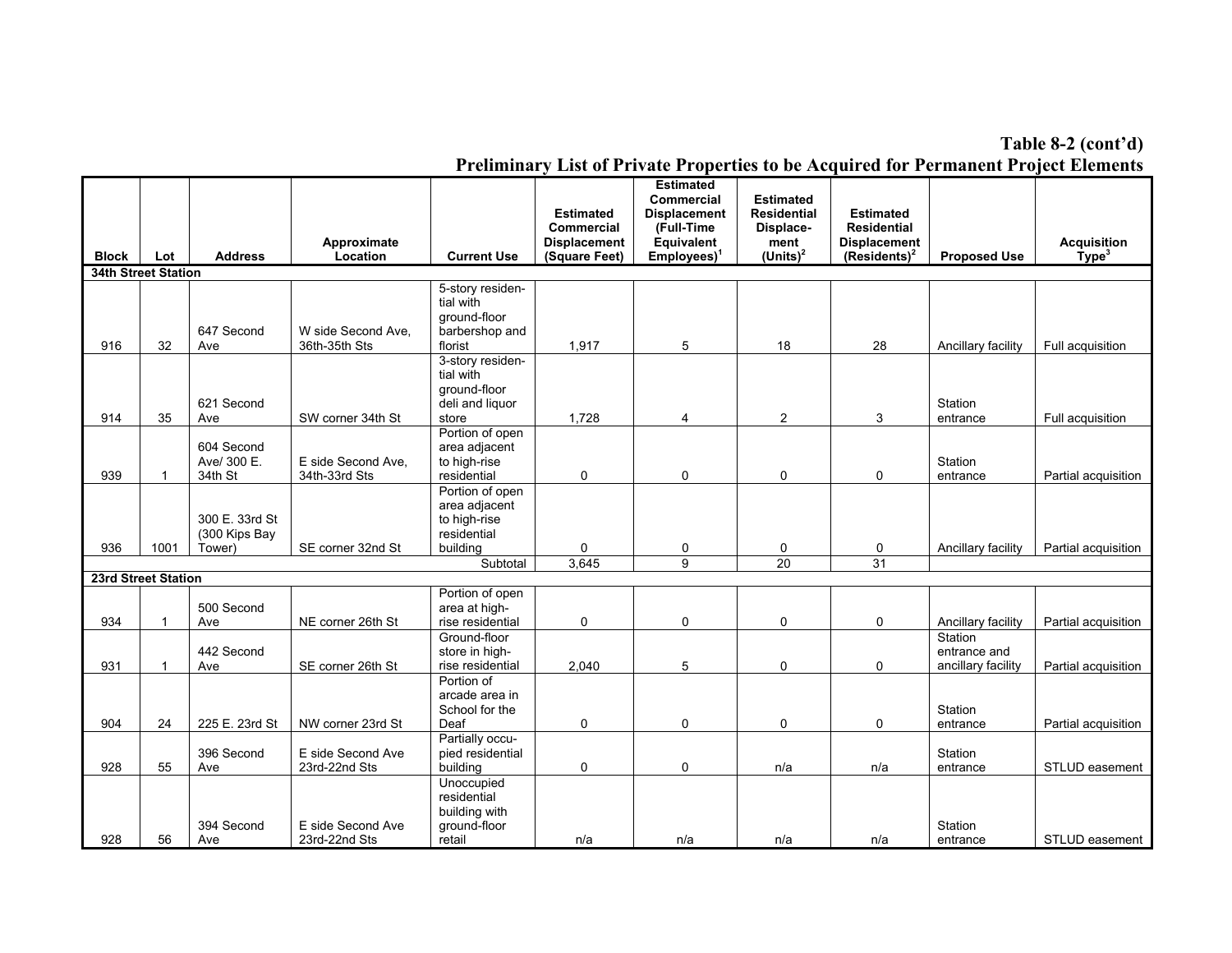**Table 8-2 (cont'd)**

**Preliminary List of Private Properties to be Acquired for Permanent Project Elements**

| Block | Lot | Address | Approximate Location | Current Use | Estimated Commercial Displacement (Square Feet) | Estimated Commercial Displacement (Full-Time Equivalent Employees)[1] | Estimated Residential Displace-ment (Units)[2] | Estimated Residential Displacement (Residents)[2] | Proposed Use | Acquisition Type[3] |
|---|---|---|---|---|---|---|---|---|---|---|
| **34th Street Station** | | | | | | | | | | |
| 916 | 32 | 647 Second Ave | W side Second Ave, 36th-35th Sts | 5-story residen-tial with ground-floor barbershop and florist | 1,917 | 5 | 18 | 28 | Ancillary facility | Full acquisition |
| 914 | 35 | 621 Second Ave | SW corner 34th St | 3-story residen-tial with ground-floor deli and liquor store | 1,728 | 4 | 2 | 3 | Station entrance | Full acquisition |
| 939 | 1 | 604 Second Ave/ 300 E. 34th St | E side Second Ave, 34th-33rd Sts | Portion of open area adjacent to high-rise residential | 0 | 0 | 0 | 0 | Station entrance | Partial acquisition |
| 936 | 1001 | 300 E. 33rd St (300 Kips Bay Tower) | SE corner 32nd St | Portion of open area adjacent to high-rise residential building | 0 | 0 | 0 | 0 | Ancillary facility | Partial acquisition |
| | | | | Subtotal | 3,645 | 9 | 20 | 31 | | |
| **23rd Street Station** | | | | | | | | | | |
| 934 | 1 | 500 Second Ave | NE corner 26th St | Portion of open area at high-rise residential | 0 | 0 | 0 | 0 | Ancillary facility | Partial acquisition |
| 931 | 1 | 442 Second Ave | SE corner 26th St | Ground-floor store in high-rise residential | 2,040 | 5 | 0 | 0 | Station entrance and ancillary facility | Partial acquisition |
| 904 | 24 | 225 E. 23rd St | NW corner 23rd St | Portion of arcade area in School for the Deaf | 0 | 0 | 0 | 0 | Station entrance | Partial acquisition |
| 928 | 55 | 396 Second Ave | E side Second Ave 23rd-22nd Sts | Partially occu-pied residential building | 0 | 0 | n/a | n/a | Station entrance | STLUD easement |
| 928 | 56 | 394 Second Ave | E side Second Ave 23rd-22nd Sts | Unoccupied residential building with ground-floor retail | n/a | n/a | n/a | n/a | Station entrance | STLUD easement |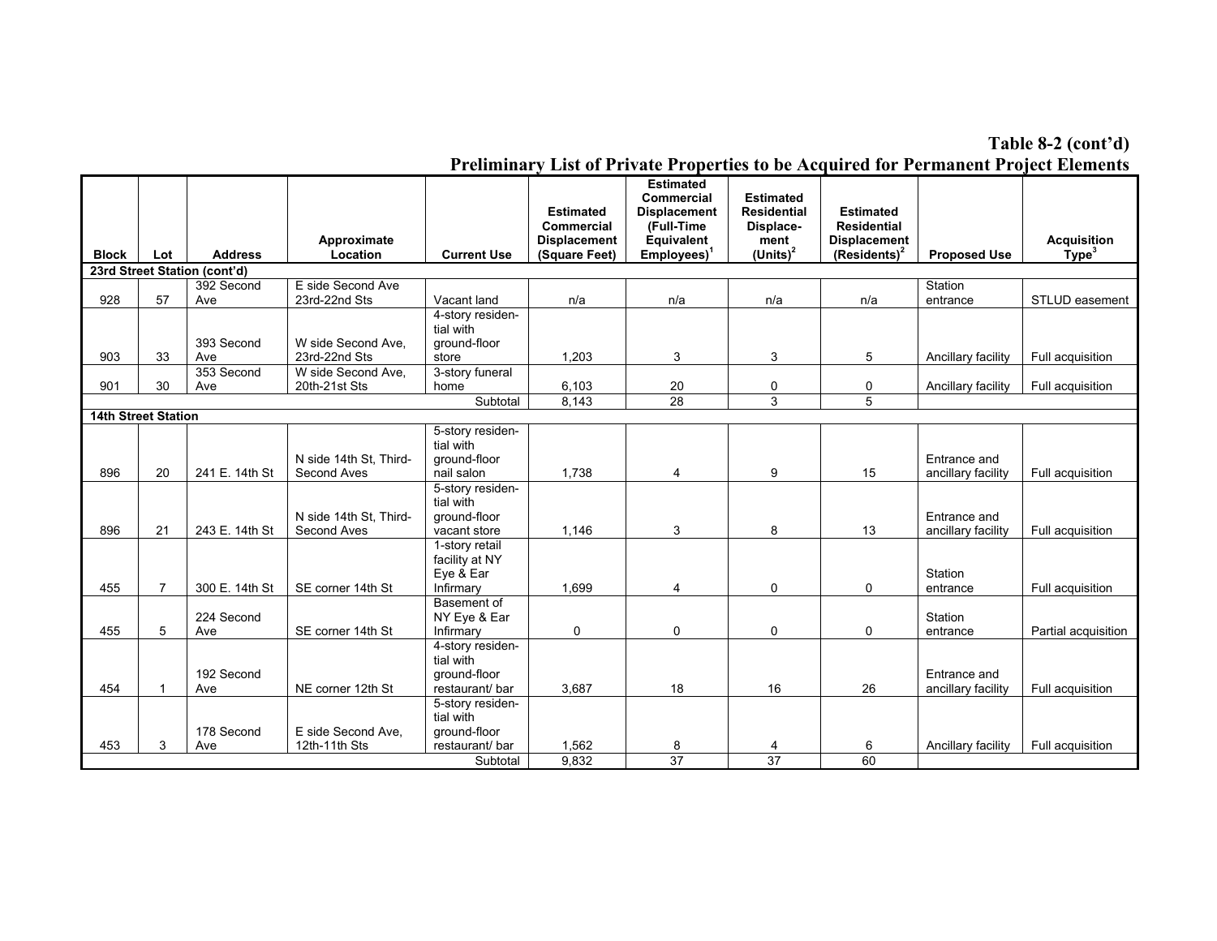**Table 8-2 (cont'd)**

**Preliminary List of Private Properties to be Acquired for Permanent Project Elements**

| Block | Lot | Address | Approximate Location | Current Use | Estimated Commercial Displacement (Square Feet) | Estimated Commercial Displacement (Full-Time Equivalent Employees)[1] | Estimated Residential Displace-ment (Units)[2] | Estimated Residential Displacement (Residents)[2] | Proposed Use | Acquisition Type[3] |
|---|---|---|---|---|---|---|---|---|---|---|
| **23rd Street Station (cont'd)** | | | | | | | | | | |
| 928 | 57 | 392 Second Ave | E side Second Ave 23rd-22nd Sts | Vacant land | n/a | n/a | n/a | n/a | Station entrance | STLUD easement |
| 903 | 33 | 393 Second Ave | W side Second Ave, 23rd-22nd Sts | 4-story residential with ground-floor store | 1,203 | 3 | 3 | 5 | Ancillary facility | Full acquisition |
| 901 | 30 | 353 Second Ave | W side Second Ave, 20th-21st Sts | 3-story funeral home | 6,103 | 20 | 0 | 0 | Ancillary facility | Full acquisition |
| | | | | Subtotal | 8,143 | 28 | 3 | 5 | | |
| **14th Street Station** | | | | | | | | | | |
| 896 | 20 | 241 E. 14th St | N side 14th St, Third-Second Aves | 5-story residential with ground-floor nail salon | 1,738 | 4 | 9 | 15 | Entrance and ancillary facility | Full acquisition |
| 896 | 21 | 243 E. 14th St | N side 14th St, Third-Second Aves | 5-story residential with ground-floor vacant store | 1,146 | 3 | 8 | 13 | Entrance and ancillary facility | Full acquisition |
| 455 | 7 | 300 E. 14th St | SE corner 14th St | 1-story retail facility at NY Eye & Ear Infirmary | 1,699 | 4 | 0 | 0 | Station entrance | Full acquisition |
| 455 | 5 | 224 Second Ave | SE corner 14th St | Basement of NY Eye & Ear Infirmary | 0 | 0 | 0 | 0 | Station entrance | Partial acquisition |
| 454 | 1 | 192 Second Ave | NE corner 12th St | 4-story residential with ground-floor restaurant/ bar | 3,687 | 18 | 16 | 26 | Entrance and ancillary facility | Full acquisition |
| 453 | 3 | 178 Second Ave | E side Second Ave, 12th-11th Sts | 5-story residential with ground-floor restaurant/ bar | 1,562 | 8 | 4 | 6 | Ancillary facility | Full acquisition |
| | | | | Subtotal | 9,832 | 37 | 37 | 60 | | |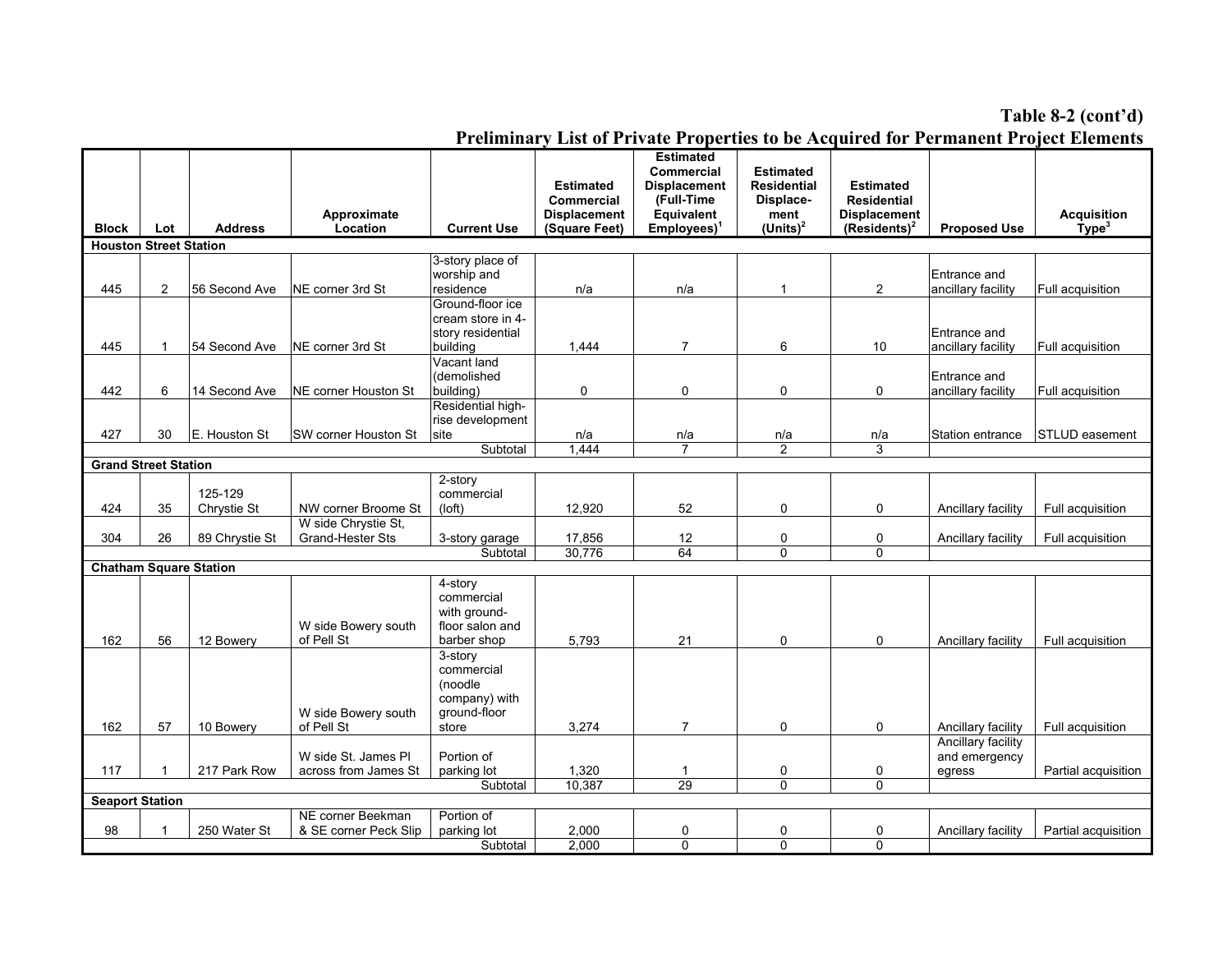**Table 8-2 (cont'd)**

**Preliminary List of Private Properties to be Acquired for Permanent Project Elements**

| Block | Lot | Address | Approximate Location | Current Use | Estimated Commercial Displacement (Square Feet) | Estimated Commercial Displacement (Full-Time Equivalent Employees)[1] | Estimated Residential Displacement (Units)[2] | Estimated Residential Displacement (Residents)[2] | Proposed Use | Acquisition Type[3] |
|---|---|---|---|---|---|---|---|---|---|---|
| **Houston Street Station** | | | | | | | | | | |
| 445 | 2 | 56 Second Ave | NE corner 3rd St | 3-story place of worship and residence | n/a | n/a | 1 | 2 | Entrance and ancillary facility | Full acquisition |
| 445 | 1 | 54 Second Ave | NE corner 3rd St | Ground-floor ice cream store in 4-story residential building | 1,444 | 7 | 6 | 10 | Entrance and ancillary facility | Full acquisition |
| 442 | 6 | 14 Second Ave | NE corner Houston St | Vacant land (demolished building) | 0 | 0 | 0 | 0 | Entrance and ancillary facility | Full acquisition |
| 427 | 30 | E. Houston St | SW corner Houston St | Residential high-rise development site | n/a | n/a | n/a | n/a | Station entrance | STLUD easement |
| | | | | Subtotal | 1,444 | 7 | 2 | 3 | | |
| **Grand Street Station** | | | | | | | | | | |
| 424 | 35 | 125-129 Chrystie St | NW corner Broome St | 2-story commercial (loft) | 12,920 | 52 | 0 | 0 | Ancillary facility | Full acquisition |
| 304 | 26 | 89 Chrystie St | W side Chrystie St, Grand-Hester Sts | 3-story garage | 17,856 | 12 | 0 | 0 | Ancillary facility | Full acquisition |
| | | | | Subtotal | 30,776 | 64 | 0 | 0 | | |
| **Chatham Square Station** | | | | | | | | | | |
| 162 | 56 | 12 Bowery | W side Bowery south of Pell St | 4-story commercial with ground-floor salon and barber shop | 5,793 | 21 | 0 | 0 | Ancillary facility | Full acquisition |
| 162 | 57 | 10 Bowery | W side Bowery south of Pell St | 3-story commercial (noodle company) with ground-floor store | 3,274 | 7 | 0 | 0 | Ancillary facility | Full acquisition |
| 117 | 1 | 217 Park Row | W side St. James Pl across from James St | Portion of parking lot | 1,320 | 1 | 0 | 0 | Ancillary facility and emergency egress | Partial acquisition |
| | | | | Subtotal | 10,387 | 29 | 0 | 0 | | |
| **Seaport Station** | | | | | | | | | | |
| 98 | 1 | 250 Water St | NE corner Beekman & SE corner Peck Slip | Portion of parking lot | 2,000 | 0 | 0 | 0 | Ancillary facility | Partial acquisition |
| | | | | Subtotal | 2,000 | 0 | 0 | 0 | | |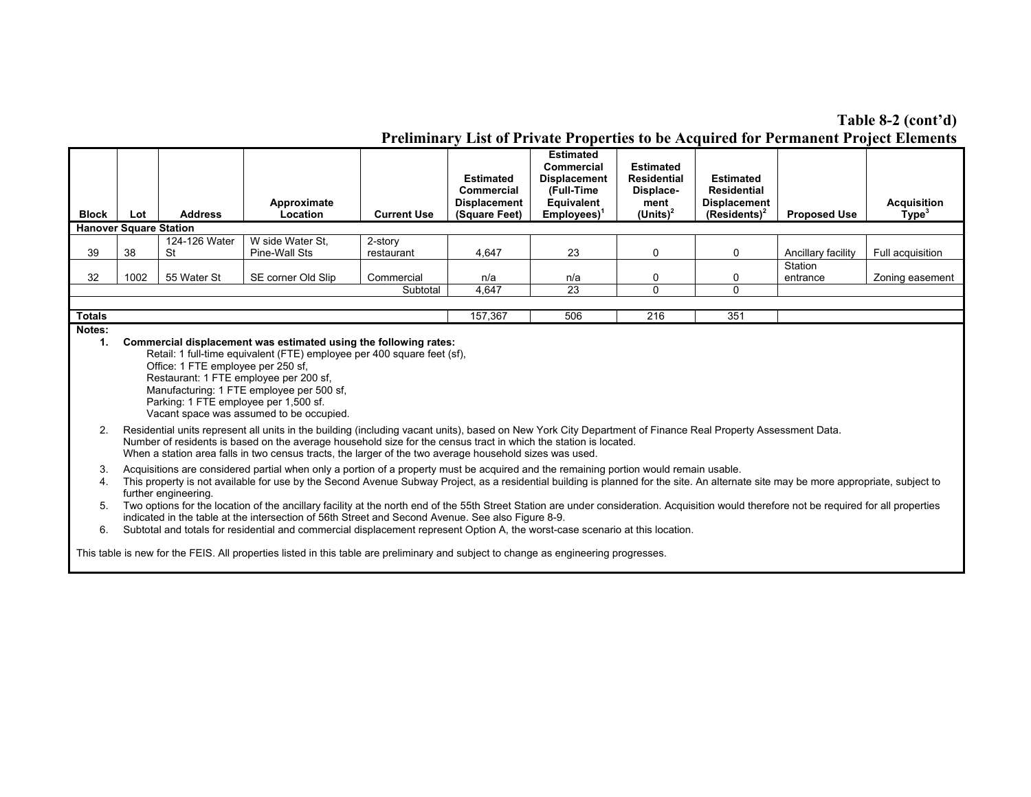**Table 8-2 (cont'd)**

**Preliminary List of Private Properties to be Acquired for Permanent Project Elements**

| Block | Lot | Address | Approximate Location | Current Use | Estimated Commercial Displacement (Square Feet) | Estimated Commercial Displacement (Full-Time Equivalent Employees)[1] | Estimated Residential Displacement (Units)[2] | Estimated Residential Displacement (Residents)[2] | Proposed Use | Acquisition Type[3] |
|---|---|---|---|---|---|---|---|---|---|---|
| **Hanover Square Station** | | | | | | | | | | |
| 39 | 38 | 124-126 Water St | W side Water St, Pine-Wall Sts | 2-story restaurant | 4,647 | 23 | 0 | 0 | Ancillary facility | Full acquisition |
| 32 | 1002 | 55 Water St | SE corner Old Slip | Commercial | n/a | n/a | 0 | 0 | Station entrance | Zoning easement |
| | | | | Subtotal | 4,647 | 23 | 0 | 0 | | |
| | | | | | | | | | | |
| **Totals** | | | | | 157,367 | 506 | 216 | 351 | | |

**Notes:**

1. **Commercial displacement was estimated using the following rates:**
   Retail: 1 full-time equivalent (FTE) employee per 400 square feet (sf),
   Office: 1 FTE employee per 250 sf,
   Restaurant: 1 FTE employee per 200 sf,
   Manufacturing: 1 FTE employee per 500 sf,
   Parking: 1 FTE employee per 1,500 sf.
   Vacant space was assumed to be occupied.
2. Residential units represent all units in the building (including vacant units), based on New York City Department of Finance Real Property Assessment Data. Number of residents is based on the average household size for the census tract in which the station is located. When a station area falls in two census tracts, the larger of the two average household sizes was used.
3. Acquisitions are considered partial when only a portion of a property must be acquired and the remaining portion would remain usable.
4. This property is not available for use by the Second Avenue Subway Project, as a residential building is planned for the site. An alternate site may be more appropriate, subject to further engineering.
5. Two options for the location of the ancillary facility at the north end of the 55th Street Station are under consideration. Acquisition would therefore not be required for all properties indicated in the table at the intersection of 56th Street and Second Avenue. See also Figure 8-9.
6. Subtotal and totals for residential and commercial displacement represent Option A, the worst-case scenario at this location.

This table is new for the FEIS. All properties listed in this table are preliminary and subject to change as engineering progresses.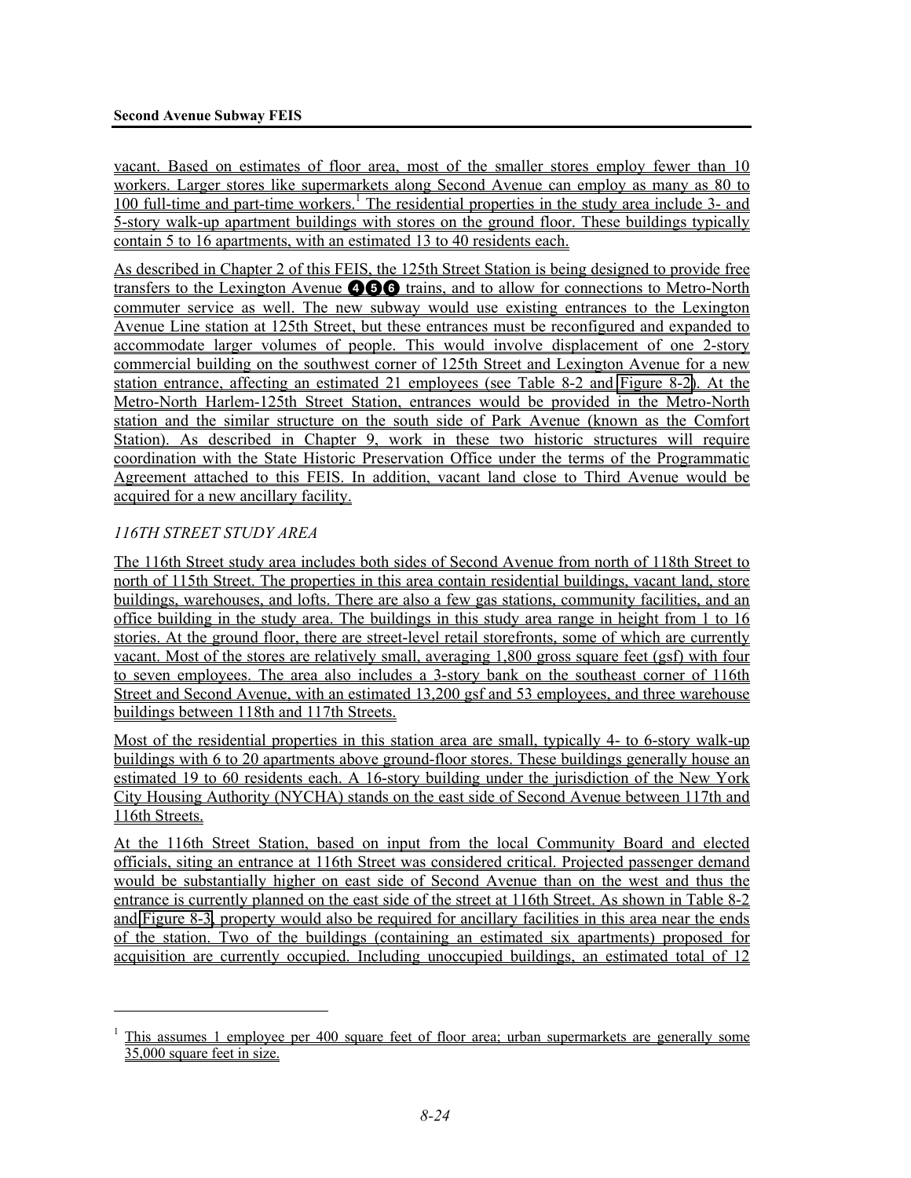vacant. Based on estimates of floor area, most of the smaller stores employ fewer than 10 workers. Larger stores like supermarkets along Second Avenue can employ as many as 80 to 100 full-time and part-time workers.[1] The residential properties in the study area include 3- and 5-story walk-up apartment buildings with stores on the ground floor. These buildings typically contain 5 to 16 apartments, with an estimated 13 to 40 residents each.

As described in Chapter 2 of this FEIS, the 125th Street Station is being designed to provide free transfers to the Lexington Avenue ❹❺❻ trains, and to allow for connections to Metro-North commuter service as well. The new subway would use existing entrances to the Lexington Avenue Line station at 125th Street, but these entrances must be reconfigured and expanded to accommodate larger volumes of people. This would involve displacement of one 2-story commercial building on the southwest corner of 125th Street and Lexington Avenue for a new station entrance, affecting an estimated 21 employees (see Table 8-2 and Figure 8-2). At the Metro-North Harlem-125th Street Station, entrances would be provided in the Metro-North station and the similar structure on the south side of Park Avenue (known as the Comfort Station). As described in Chapter 9, work in these two historic structures will require coordination with the State Historic Preservation Office under the terms of the Programmatic Agreement attached to this FEIS. In addition, vacant land close to Third Avenue would be acquired for a new ancillary facility.

*116TH STREET STUDY AREA*

The 116th Street study area includes both sides of Second Avenue from north of 118th Street to north of 115th Street. The properties in this area contain residential buildings, vacant land, store buildings, warehouses, and lofts. There are also a few gas stations, community facilities, and an office building in the study area. The buildings in this study area range in height from 1 to 16 stories. At the ground floor, there are street-level retail storefronts, some of which are currently vacant. Most of the stores are relatively small, averaging 1,800 gross square feet (gsf) with four to seven employees. The area also includes a 3-story bank on the southeast corner of 116th Street and Second Avenue, with an estimated 13,200 gsf and 53 employees, and three warehouse buildings between 118th and 117th Streets.

Most of the residential properties in this station area are small, typically 4- to 6-story walk-up buildings with 6 to 20 apartments above ground-floor stores. These buildings generally house an estimated 19 to 60 residents each. A 16-story building under the jurisdiction of the New York City Housing Authority (NYCHA) stands on the east side of Second Avenue between 117th and 116th Streets.

At the 116th Street Station, based on input from the local Community Board and elected officials, siting an entrance at 116th Street was considered critical. Projected passenger demand would be substantially higher on east side of Second Avenue than on the west and thus the entrance is currently planned on the east side of the street at 116th Street. As shown in Table 8-2 and Figure 8-3, property would also be required for ancillary facilities in this area near the ends of the station. Two of the buildings (containing an estimated six apartments) proposed for acquisition are currently occupied. Including unoccupied buildings, an estimated total of 12

[1] This assumes 1 employee per 400 square feet of floor area; urban supermarkets are generally some 35,000 square feet in size.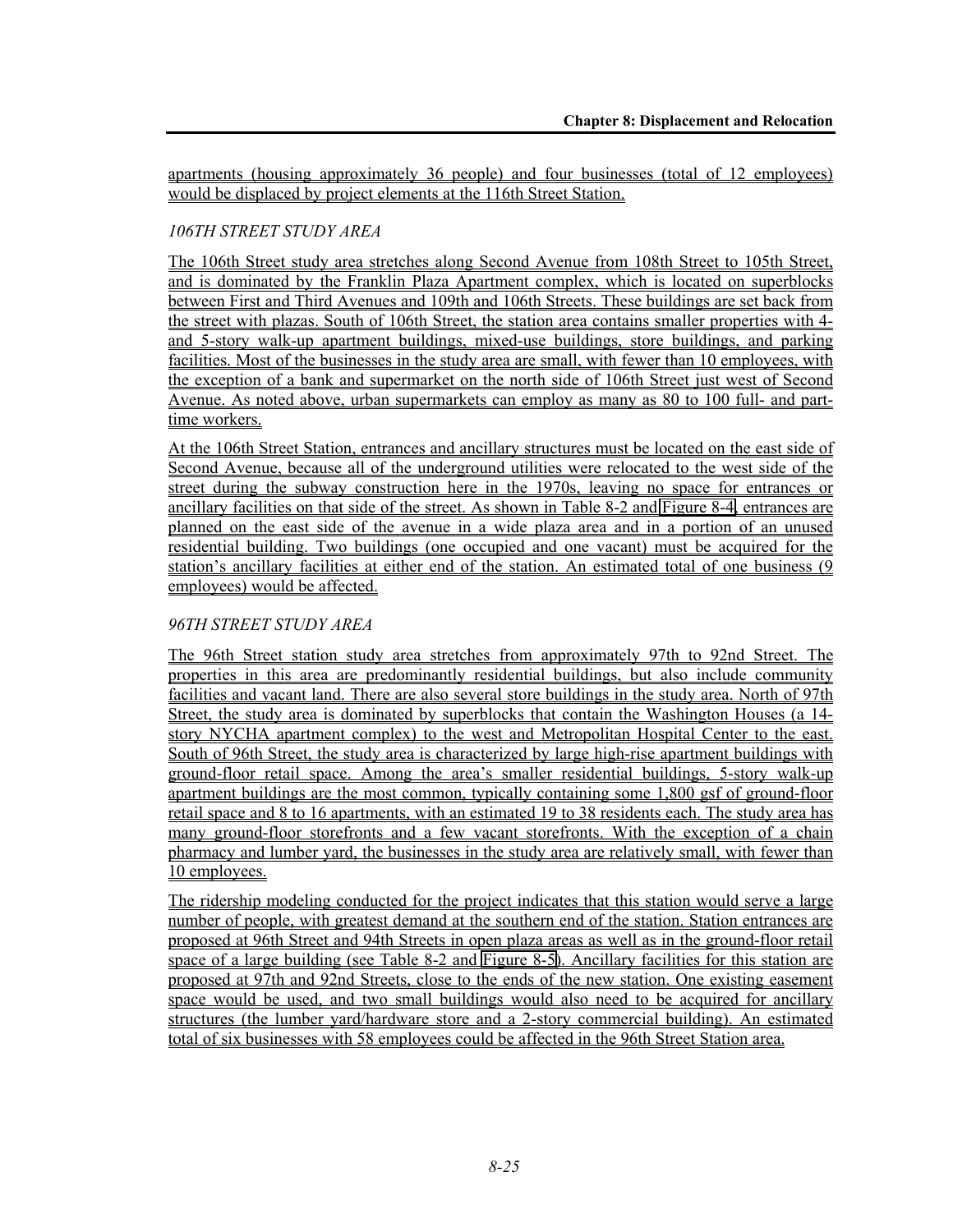apartments (housing approximately 36 people) and four businesses (total of 12 employees) would be displaced by project elements at the 116th Street Station.

### *106TH STREET STUDY AREA*

The 106th Street study area stretches along Second Avenue from 108th Street to 105th Street, and is dominated by the Franklin Plaza Apartment complex, which is located on superblocks between First and Third Avenues and 109th and 106th Streets. These buildings are set back from the street with plazas. South of 106th Street, the station area contains smaller properties with 4- and 5-story walk-up apartment buildings, mixed-use buildings, store buildings, and parking facilities. Most of the businesses in the study area are small, with fewer than 10 employees, with the exception of a bank and supermarket on the north side of 106th Street just west of Second Avenue. As noted above, urban supermarkets can employ as many as 80 to 100 full- and part-time workers.

At the 106th Street Station, entrances and ancillary structures must be located on the east side of Second Avenue, because all of the underground utilities were relocated to the west side of the street during the subway construction here in the 1970s, leaving no space for entrances or ancillary facilities on that side of the street. As shown in Table 8-2 and Figure 8-4, entrances are planned on the east side of the avenue in a wide plaza area and in a portion of an unused residential building. Two buildings (one occupied and one vacant) must be acquired for the station's ancillary facilities at either end of the station. An estimated total of one business (9 employees) would be affected.

### *96TH STREET STUDY AREA*

The 96th Street station study area stretches from approximately 97th to 92nd Street. The properties in this area are predominantly residential buildings, but also include community facilities and vacant land. There are also several store buildings in the study area. North of 97th Street, the study area is dominated by superblocks that contain the Washington Houses (a 14-story NYCHA apartment complex) to the west and Metropolitan Hospital Center to the east. South of 96th Street, the study area is characterized by large high-rise apartment buildings with ground-floor retail space. Among the area's smaller residential buildings, 5-story walk-up apartment buildings are the most common, typically containing some 1,800 gsf of ground-floor retail space and 8 to 16 apartments, with an estimated 19 to 38 residents each. The study area has many ground-floor storefronts and a few vacant storefronts. With the exception of a chain pharmacy and lumber yard, the businesses in the study area are relatively small, with fewer than 10 employees.

The ridership modeling conducted for the project indicates that this station would serve a large number of people, with greatest demand at the southern end of the station. Station entrances are proposed at 96th Street and 94th Streets in open plaza areas as well as in the ground-floor retail space of a large building (see Table 8-2 and Figure 8-5). Ancillary facilities for this station are proposed at 97th and 92nd Streets, close to the ends of the new station. One existing easement space would be used, and two small buildings would also need to be acquired for ancillary structures (the lumber yard/hardware store and a 2-story commercial building). An estimated total of six businesses with 58 employees could be affected in the 96th Street Station area.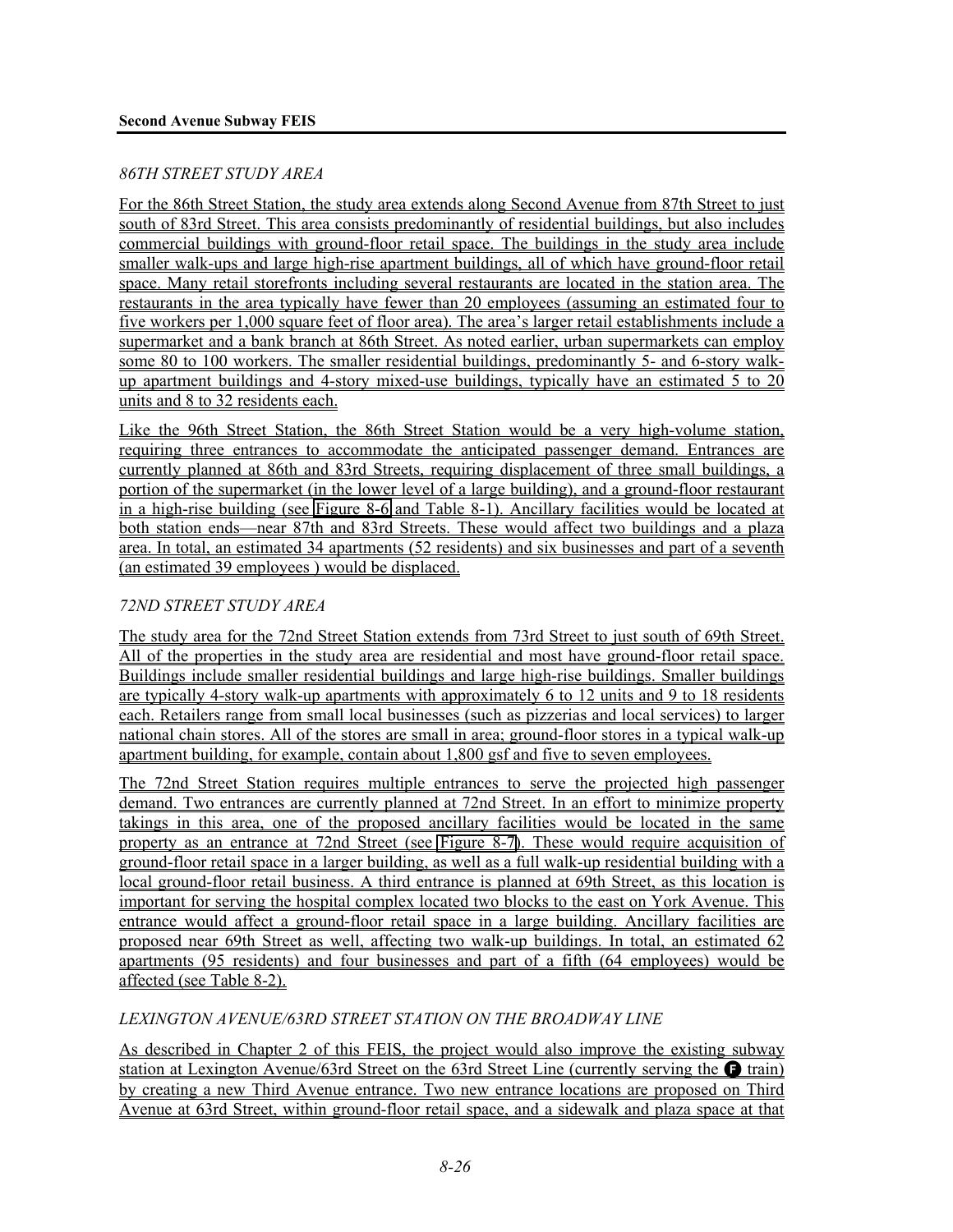*86TH STREET STUDY AREA*

For the 86th Street Station, the study area extends along Second Avenue from 87th Street to just south of 83rd Street. This area consists predominantly of residential buildings, but also includes commercial buildings with ground-floor retail space. The buildings in the study area include smaller walk-ups and large high-rise apartment buildings, all of which have ground-floor retail space. Many retail storefronts including several restaurants are located in the station area. The restaurants in the area typically have fewer than 20 employees (assuming an estimated four to five workers per 1,000 square feet of floor area). The area's larger retail establishments include a supermarket and a bank branch at 86th Street. As noted earlier, urban supermarkets can employ some 80 to 100 workers. The smaller residential buildings, predominantly 5- and 6-story walk-up apartment buildings and 4-story mixed-use buildings, typically have an estimated 5 to 20 units and 8 to 32 residents each.

Like the 96th Street Station, the 86th Street Station would be a very high-volume station, requiring three entrances to accommodate the anticipated passenger demand. Entrances are currently planned at 86th and 83rd Streets, requiring displacement of three small buildings, a portion of the supermarket (in the lower level of a large building), and a ground-floor restaurant in a high-rise building (see Figure 8-6 and Table 8-1). Ancillary facilities would be located at both station ends—near 87th and 83rd Streets. These would affect two buildings and a plaza area. In total, an estimated 34 apartments (52 residents) and six businesses and part of a seventh (an estimated 39 employees ) would be displaced.

*72ND STREET STUDY AREA*

The study area for the 72nd Street Station extends from 73rd Street to just south of 69th Street. All of the properties in the study area are residential and most have ground-floor retail space. Buildings include smaller residential buildings and large high-rise buildings. Smaller buildings are typically 4-story walk-up apartments with approximately 6 to 12 units and 9 to 18 residents each. Retailers range from small local businesses (such as pizzerias and local services) to larger national chain stores. All of the stores are small in area; ground-floor stores in a typical walk-up apartment building, for example, contain about 1,800 gsf and five to seven employees.

The 72nd Street Station requires multiple entrances to serve the projected high passenger demand. Two entrances are currently planned at 72nd Street. In an effort to minimize property takings in this area, one of the proposed ancillary facilities would be located in the same property as an entrance at 72nd Street (see Figure 8-7). These would require acquisition of ground-floor retail space in a larger building, as well as a full walk-up residential building with a local ground-floor retail business. A third entrance is planned at 69th Street, as this location is important for serving the hospital complex located two blocks to the east on York Avenue. This entrance would affect a ground-floor retail space in a large building. Ancillary facilities are proposed near 69th Street as well, affecting two walk-up buildings. In total, an estimated 62 apartments (95 residents) and four businesses and part of a fifth (64 employees) would be affected (see Table 8-2).

*LEXINGTON AVENUE/63RD STREET STATION ON THE BROADWAY LINE*

As described in Chapter 2 of this FEIS, the project would also improve the existing subway station at Lexington Avenue/63rd Street on the 63rd Street Line (currently serving the F train) by creating a new Third Avenue entrance. Two new entrance locations are proposed on Third Avenue at 63rd Street, within ground-floor retail space, and a sidewalk and plaza space at that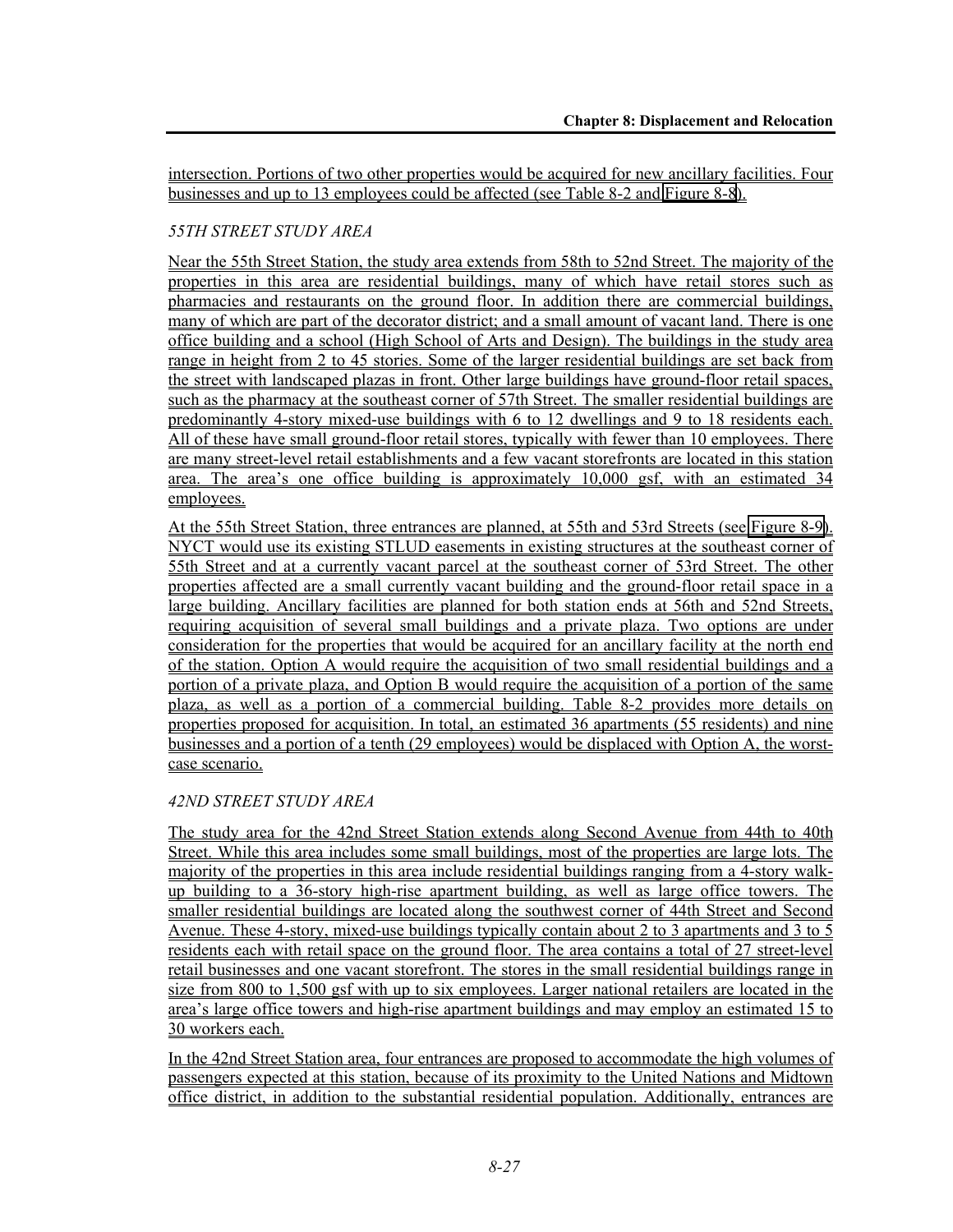intersection. Portions of two other properties would be acquired for new ancillary facilities. Four businesses and up to 13 employees could be affected (see Table 8-2 and Figure 8-8).

*55TH STREET STUDY AREA*

Near the 55th Street Station, the study area extends from 58th to 52nd Street. The majority of the properties in this area are residential buildings, many of which have retail stores such as pharmacies and restaurants on the ground floor. In addition there are commercial buildings, many of which are part of the decorator district; and a small amount of vacant land. There is one office building and a school (High School of Arts and Design). The buildings in the study area range in height from 2 to 45 stories. Some of the larger residential buildings are set back from the street with landscaped plazas in front. Other large buildings have ground-floor retail spaces, such as the pharmacy at the southeast corner of 57th Street. The smaller residential buildings are predominantly 4-story mixed-use buildings with 6 to 12 dwellings and 9 to 18 residents each. All of these have small ground-floor retail stores, typically with fewer than 10 employees. There are many street-level retail establishments and a few vacant storefronts are located in this station area. The area's one office building is approximately 10,000 gsf, with an estimated 34 employees.

At the 55th Street Station, three entrances are planned, at 55th and 53rd Streets (see Figure 8-9). NYCT would use its existing STLUD easements in existing structures at the southeast corner of 55th Street and at a currently vacant parcel at the southeast corner of 53rd Street. The other properties affected are a small currently vacant building and the ground-floor retail space in a large building. Ancillary facilities are planned for both station ends at 56th and 52nd Streets, requiring acquisition of several small buildings and a private plaza. Two options are under consideration for the properties that would be acquired for an ancillary facility at the north end of the station. Option A would require the acquisition of two small residential buildings and a portion of a private plaza, and Option B would require the acquisition of a portion of the same plaza, as well as a portion of a commercial building. Table 8-2 provides more details on properties proposed for acquisition. In total, an estimated 36 apartments (55 residents) and nine businesses and a portion of a tenth (29 employees) would be displaced with Option A, the worst-case scenario.

*42ND STREET STUDY AREA*

The study area for the 42nd Street Station extends along Second Avenue from 44th to 40th Street. While this area includes some small buildings, most of the properties are large lots. The majority of the properties in this area include residential buildings ranging from a 4-story walk-up building to a 36-story high-rise apartment building, as well as large office towers. The smaller residential buildings are located along the southwest corner of 44th Street and Second Avenue. These 4-story, mixed-use buildings typically contain about 2 to 3 apartments and 3 to 5 residents each with retail space on the ground floor. The area contains a total of 27 street-level retail businesses and one vacant storefront. The stores in the small residential buildings range in size from 800 to 1,500 gsf with up to six employees. Larger national retailers are located in the area's large office towers and high-rise apartment buildings and may employ an estimated 15 to 30 workers each.

In the 42nd Street Station area, four entrances are proposed to accommodate the high volumes of passengers expected at this station, because of its proximity to the United Nations and Midtown office district, in addition to the substantial residential population. Additionally, entrances are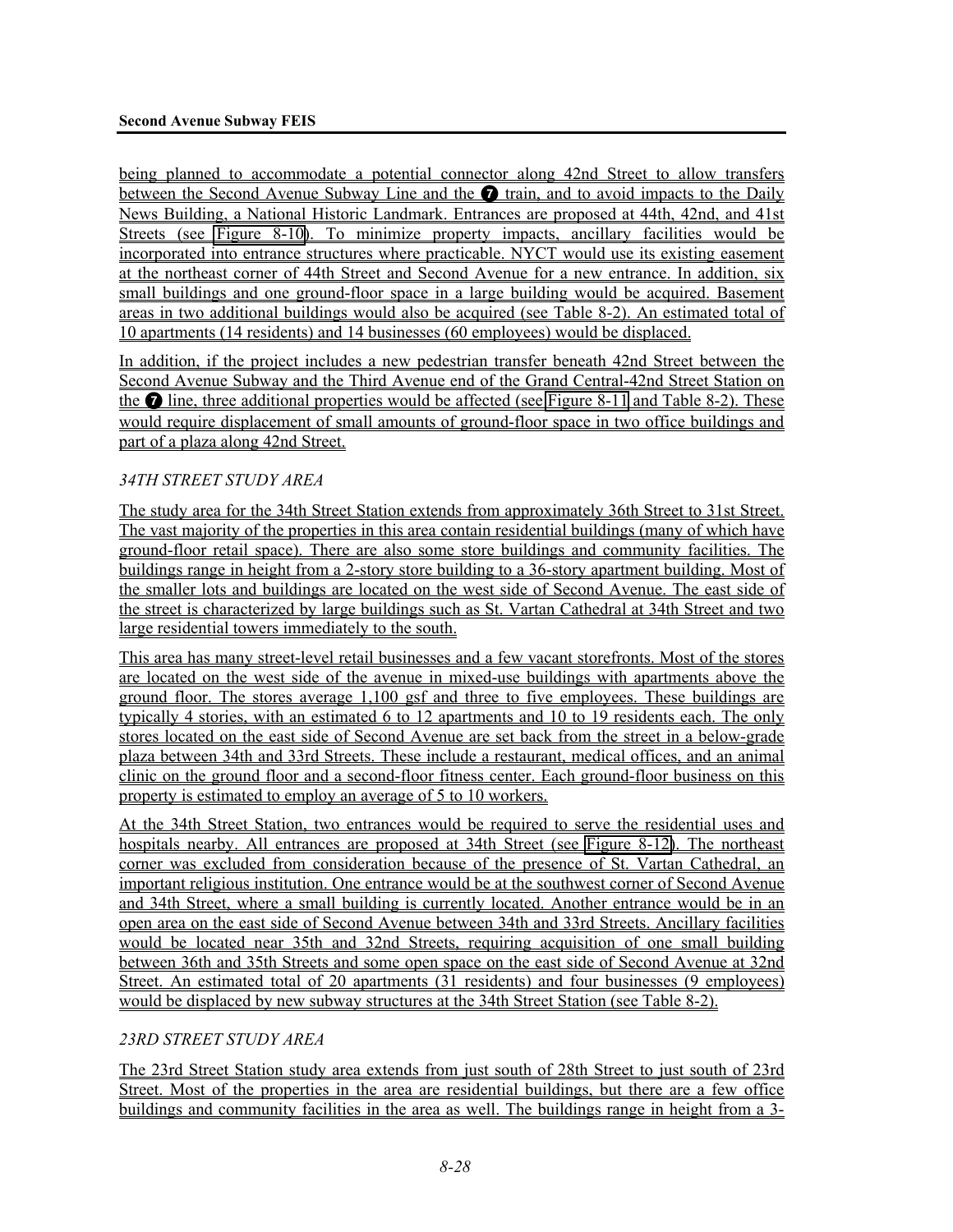being planned to accommodate a potential connector along 42nd Street to allow transfers between the Second Avenue Subway Line and the ❼ train, and to avoid impacts to the Daily News Building, a National Historic Landmark. Entrances are proposed at 44th, 42nd, and 41st Streets (see Figure 8-10). To minimize property impacts, ancillary facilities would be incorporated into entrance structures where practicable. NYCT would use its existing easement at the northeast corner of 44th Street and Second Avenue for a new entrance. In addition, six small buildings and one ground-floor space in a large building would be acquired. Basement areas in two additional buildings would also be acquired (see Table 8-2). An estimated total of 10 apartments (14 residents) and 14 businesses (60 employees) would be displaced.

In addition, if the project includes a new pedestrian transfer beneath 42nd Street between the Second Avenue Subway and the Third Avenue end of the Grand Central-42nd Street Station on the ❼ line, three additional properties would be affected (see Figure 8-11 and Table 8-2). These would require displacement of small amounts of ground-floor space in two office buildings and part of a plaza along 42nd Street.

*34TH STREET STUDY AREA*

The study area for the 34th Street Station extends from approximately 36th Street to 31st Street. The vast majority of the properties in this area contain residential buildings (many of which have ground-floor retail space). There are also some store buildings and community facilities. The buildings range in height from a 2-story store building to a 36-story apartment building. Most of the smaller lots and buildings are located on the west side of Second Avenue. The east side of the street is characterized by large buildings such as St. Vartan Cathedral at 34th Street and two large residential towers immediately to the south.

This area has many street-level retail businesses and a few vacant storefronts. Most of the stores are located on the west side of the avenue in mixed-use buildings with apartments above the ground floor. The stores average 1,100 gsf and three to five employees. These buildings are typically 4 stories, with an estimated 6 to 12 apartments and 10 to 19 residents each. The only stores located on the east side of Second Avenue are set back from the street in a below-grade plaza between 34th and 33rd Streets. These include a restaurant, medical offices, and an animal clinic on the ground floor and a second-floor fitness center. Each ground-floor business on this property is estimated to employ an average of 5 to 10 workers.

At the 34th Street Station, two entrances would be required to serve the residential uses and hospitals nearby. All entrances are proposed at 34th Street (see Figure 8-12). The northeast corner was excluded from consideration because of the presence of St. Vartan Cathedral, an important religious institution. One entrance would be at the southwest corner of Second Avenue and 34th Street, where a small building is currently located. Another entrance would be in an open area on the east side of Second Avenue between 34th and 33rd Streets. Ancillary facilities would be located near 35th and 32nd Streets, requiring acquisition of one small building between 36th and 35th Streets and some open space on the east side of Second Avenue at 32nd Street. An estimated total of 20 apartments (31 residents) and four businesses (9 employees) would be displaced by new subway structures at the 34th Street Station (see Table 8-2).

*23RD STREET STUDY AREA*

The 23rd Street Station study area extends from just south of 28th Street to just south of 23rd Street. Most of the properties in the area are residential buildings, but there are a few office buildings and community facilities in the area as well. The buildings range in height from a 3-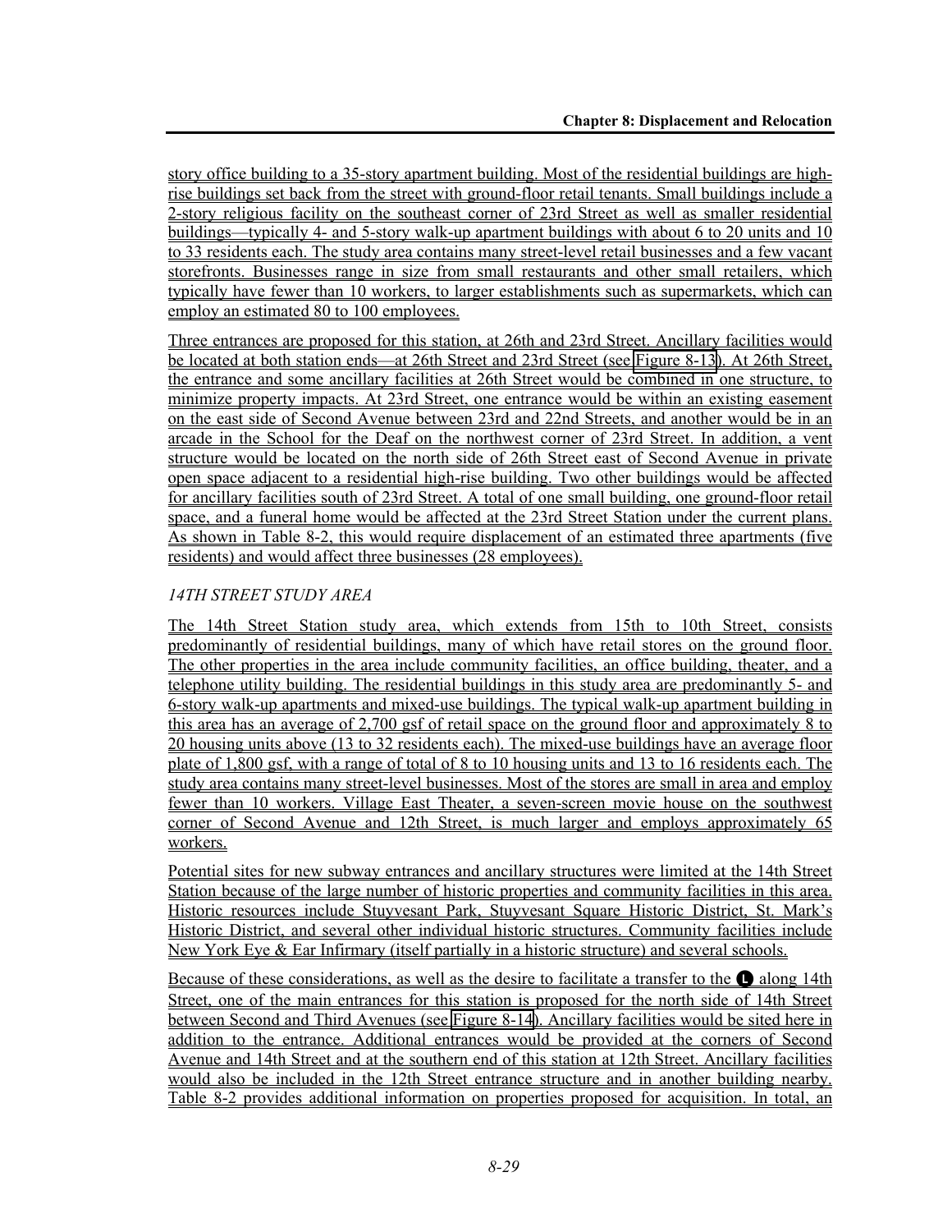story office building to a 35-story apartment building. Most of the residential buildings are high-rise buildings set back from the street with ground-floor retail tenants. Small buildings include a 2-story religious facility on the southeast corner of 23rd Street as well as smaller residential buildings—typically 4- and 5-story walk-up apartment buildings with about 6 to 20 units and 10 to 33 residents each. The study area contains many street-level retail businesses and a few vacant storefronts. Businesses range in size from small restaurants and other small retailers, which typically have fewer than 10 workers, to larger establishments such as supermarkets, which can employ an estimated 80 to 100 employees.

Three entrances are proposed for this station, at 26th and 23rd Street. Ancillary facilities would be located at both station ends—at 26th Street and 23rd Street (see Figure 8-13). At 26th Street, the entrance and some ancillary facilities at 26th Street would be combined in one structure, to minimize property impacts. At 23rd Street, one entrance would be within an existing easement on the east side of Second Avenue between 23rd and 22nd Streets, and another would be in an arcade in the School for the Deaf on the northwest corner of 23rd Street. In addition, a vent structure would be located on the north side of 26th Street east of Second Avenue in private open space adjacent to a residential high-rise building. Two other buildings would be affected for ancillary facilities south of 23rd Street. A total of one small building, one ground-floor retail space, and a funeral home would be affected at the 23rd Street Station under the current plans. As shown in Table 8-2, this would require displacement of an estimated three apartments (five residents) and would affect three businesses (28 employees).

*14TH STREET STUDY AREA*

The 14th Street Station study area, which extends from 15th to 10th Street, consists predominantly of residential buildings, many of which have retail stores on the ground floor. The other properties in the area include community facilities, an office building, theater, and a telephone utility building. The residential buildings in this study area are predominantly 5- and 6-story walk-up apartments and mixed-use buildings. The typical walk-up apartment building in this area has an average of 2,700 gsf of retail space on the ground floor and approximately 8 to 20 housing units above (13 to 32 residents each). The mixed-use buildings have an average floor plate of 1,800 gsf, with a range of total of 8 to 10 housing units and 13 to 16 residents each. The study area contains many street-level businesses. Most of the stores are small in area and employ fewer than 10 workers. Village East Theater, a seven-screen movie house on the southwest corner of Second Avenue and 12th Street, is much larger and employs approximately 65 workers.

Potential sites for new subway entrances and ancillary structures were limited at the 14th Street Station because of the large number of historic properties and community facilities in this area. Historic resources include Stuyvesant Park, Stuyvesant Square Historic District, St. Mark's Historic District, and several other individual historic structures. Community facilities include New York Eye & Ear Infirmary (itself partially in a historic structure) and several schools.

Because of these considerations, as well as the desire to facilitate a transfer to the Ⓛ along 14th Street, one of the main entrances for this station is proposed for the north side of 14th Street between Second and Third Avenues (see Figure 8-14). Ancillary facilities would be sited here in addition to the entrance. Additional entrances would be provided at the corners of Second Avenue and 14th Street and at the southern end of this station at 12th Street. Ancillary facilities would also be included in the 12th Street entrance structure and in another building nearby. Table 8-2 provides additional information on properties proposed for acquisition. In total, an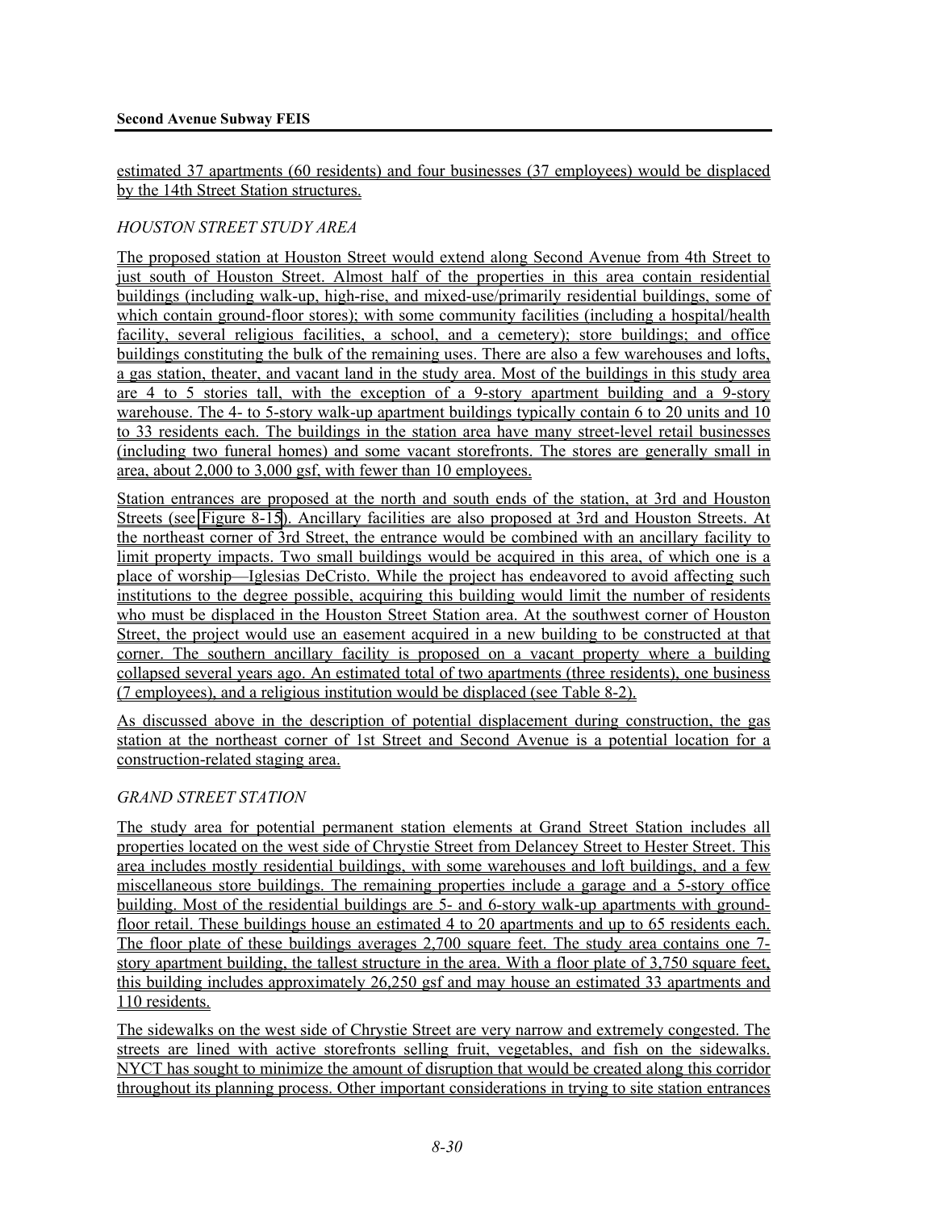estimated 37 apartments (60 residents) and four businesses (37 employees) would be displaced by the 14th Street Station structures.

*HOUSTON STREET STUDY AREA*

The proposed station at Houston Street would extend along Second Avenue from 4th Street to just south of Houston Street. Almost half of the properties in this area contain residential buildings (including walk-up, high-rise, and mixed-use/primarily residential buildings, some of which contain ground-floor stores); with some community facilities (including a hospital/health facility, several religious facilities, a school, and a cemetery); store buildings; and office buildings constituting the bulk of the remaining uses. There are also a few warehouses and lofts, a gas station, theater, and vacant land in the study area. Most of the buildings in this study area are 4 to 5 stories tall, with the exception of a 9-story apartment building and a 9-story warehouse. The 4- to 5-story walk-up apartment buildings typically contain 6 to 20 units and 10 to 33 residents each. The buildings in the station area have many street-level retail businesses (including two funeral homes) and some vacant storefronts. The stores are generally small in area, about 2,000 to 3,000 gsf, with fewer than 10 employees.

Station entrances are proposed at the north and south ends of the station, at 3rd and Houston Streets (see Figure 8-15). Ancillary facilities are also proposed at 3rd and Houston Streets. At the northeast corner of 3rd Street, the entrance would be combined with an ancillary facility to limit property impacts. Two small buildings would be acquired in this area, of which one is a place of worship—Iglesias DeCristo. While the project has endeavored to avoid affecting such institutions to the degree possible, acquiring this building would limit the number of residents who must be displaced in the Houston Street Station area. At the southwest corner of Houston Street, the project would use an easement acquired in a new building to be constructed at that corner. The southern ancillary facility is proposed on a vacant property where a building collapsed several years ago. An estimated total of two apartments (three residents), one business (7 employees), and a religious institution would be displaced (see Table 8-2).

As discussed above in the description of potential displacement during construction, the gas station at the northeast corner of 1st Street and Second Avenue is a potential location for a construction-related staging area.

*GRAND STREET STATION*

The study area for potential permanent station elements at Grand Street Station includes all properties located on the west side of Chrystie Street from Delancey Street to Hester Street. This area includes mostly residential buildings, with some warehouses and loft buildings, and a few miscellaneous store buildings. The remaining properties include a garage and a 5-story office building. Most of the residential buildings are 5- and 6-story walk-up apartments with ground-floor retail. These buildings house an estimated 4 to 20 apartments and up to 65 residents each. The floor plate of these buildings averages 2,700 square feet. The study area contains one 7-story apartment building, the tallest structure in the area. With a floor plate of 3,750 square feet, this building includes approximately 26,250 gsf and may house an estimated 33 apartments and 110 residents.

The sidewalks on the west side of Chrystie Street are very narrow and extremely congested. The streets are lined with active storefronts selling fruit, vegetables, and fish on the sidewalks. NYCT has sought to minimize the amount of disruption that would be created along this corridor throughout its planning process. Other important considerations in trying to site station entrances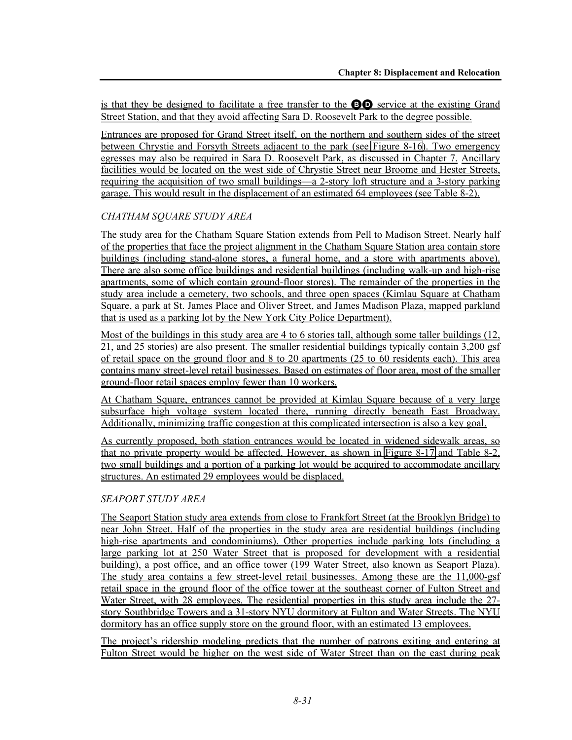is that they be designed to facilitate a free transfer to the B D service at the existing Grand Street Station, and that they avoid affecting Sara D. Roosevelt Park to the degree possible.

Entrances are proposed for Grand Street itself, on the northern and southern sides of the street between Chrystie and Forsyth Streets adjacent to the park (see Figure 8-16). Two emergency egresses may also be required in Sara D. Roosevelt Park, as discussed in Chapter 7. Ancillary facilities would be located on the west side of Chrystie Street near Broome and Hester Streets, requiring the acquisition of two small buildings—a 2-story loft structure and a 3-story parking garage. This would result in the displacement of an estimated 64 employees (see Table 8-2).

*CHATHAM SQUARE STUDY AREA*

The study area for the Chatham Square Station extends from Pell to Madison Street. Nearly half of the properties that face the project alignment in the Chatham Square Station area contain store buildings (including stand-alone stores, a funeral home, and a store with apartments above). There are also some office buildings and residential buildings (including walk-up and high-rise apartments, some of which contain ground-floor stores). The remainder of the properties in the study area include a cemetery, two schools, and three open spaces (Kimlau Square at Chatham Square, a park at St. James Place and Oliver Street, and James Madison Plaza, mapped parkland that is used as a parking lot by the New York City Police Department).

Most of the buildings in this study area are 4 to 6 stories tall, although some taller buildings (12, 21, and 25 stories) are also present. The smaller residential buildings typically contain 3,200 gsf of retail space on the ground floor and 8 to 20 apartments (25 to 60 residents each). This area contains many street-level retail businesses. Based on estimates of floor area, most of the smaller ground-floor retail spaces employ fewer than 10 workers.

At Chatham Square, entrances cannot be provided at Kimlau Square because of a very large subsurface high voltage system located there, running directly beneath East Broadway. Additionally, minimizing traffic congestion at this complicated intersection is also a key goal.

As currently proposed, both station entrances would be located in widened sidewalk areas, so that no private property would be affected. However, as shown in Figure 8-17 and Table 8-2, two small buildings and a portion of a parking lot would be acquired to accommodate ancillary structures. An estimated 29 employees would be displaced.

*SEAPORT STUDY AREA*

The Seaport Station study area extends from close to Frankfort Street (at the Brooklyn Bridge) to near John Street. Half of the properties in the study area are residential buildings (including high-rise apartments and condominiums). Other properties include parking lots (including a large parking lot at 250 Water Street that is proposed for development with a residential building), a post office, and an office tower (199 Water Street, also known as Seaport Plaza). The study area contains a few street-level retail businesses. Among these are the 11,000-gsf retail space in the ground floor of the office tower at the southeast corner of Fulton Street and Water Street, with 28 employees. The residential properties in this study area include the 27-story Southbridge Towers and a 31-story NYU dormitory at Fulton and Water Streets. The NYU dormitory has an office supply store on the ground floor, with an estimated 13 employees.

The project's ridership modeling predicts that the number of patrons exiting and entering at Fulton Street would be higher on the west side of Water Street than on the east during peak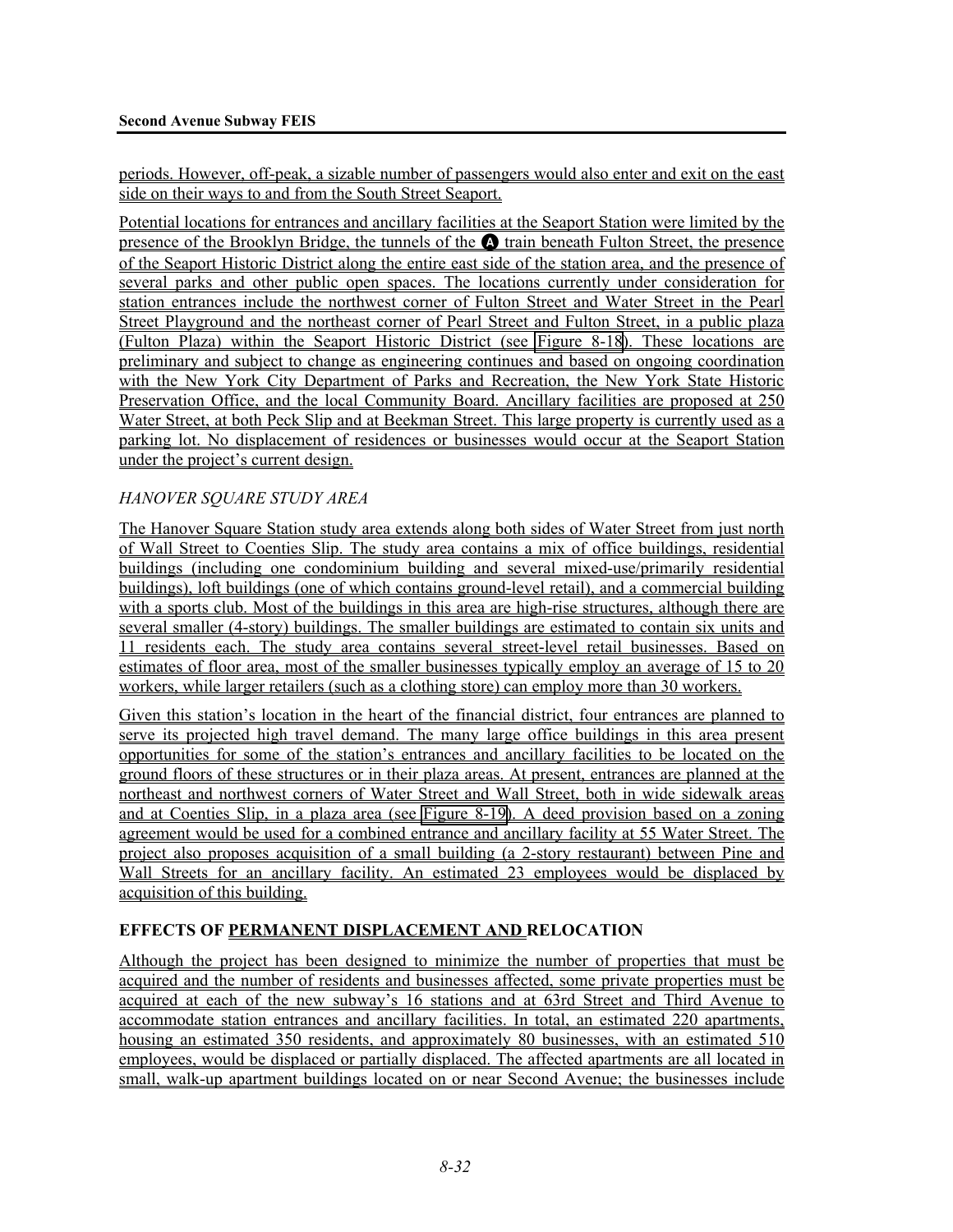periods. However, off-peak, a sizable number of passengers would also enter and exit on the east side on their ways to and from the South Street Seaport.

Potential locations for entrances and ancillary facilities at the Seaport Station were limited by the presence of the Brooklyn Bridge, the tunnels of the A train beneath Fulton Street, the presence of the Seaport Historic District along the entire east side of the station area, and the presence of several parks and other public open spaces. The locations currently under consideration for station entrances include the northwest corner of Fulton Street and Water Street in the Pearl Street Playground and the northeast corner of Pearl Street and Fulton Street, in a public plaza (Fulton Plaza) within the Seaport Historic District (see Figure 8-18). These locations are preliminary and subject to change as engineering continues and based on ongoing coordination with the New York City Department of Parks and Recreation, the New York State Historic Preservation Office, and the local Community Board. Ancillary facilities are proposed at 250 Water Street, at both Peck Slip and at Beekman Street. This large property is currently used as a parking lot. No displacement of residences or businesses would occur at the Seaport Station under the project's current design.

*HANOVER SQUARE STUDY AREA*

The Hanover Square Station study area extends along both sides of Water Street from just north of Wall Street to Coenties Slip. The study area contains a mix of office buildings, residential buildings (including one condominium building and several mixed-use/primarily residential buildings), loft buildings (one of which contains ground-level retail), and a commercial building with a sports club. Most of the buildings in this area are high-rise structures, although there are several smaller (4-story) buildings. The smaller buildings are estimated to contain six units and 11 residents each. The study area contains several street-level retail businesses. Based on estimates of floor area, most of the smaller businesses typically employ an average of 15 to 20 workers, while larger retailers (such as a clothing store) can employ more than 30 workers.

Given this station's location in the heart of the financial district, four entrances are planned to serve its projected high travel demand. The many large office buildings in this area present opportunities for some of the station's entrances and ancillary facilities to be located on the ground floors of these structures or in their plaza areas. At present, entrances are planned at the northeast and northwest corners of Water Street and Wall Street, both in wide sidewalk areas and at Coenties Slip, in a plaza area (see Figure 8-19). A deed provision based on a zoning agreement would be used for a combined entrance and ancillary facility at 55 Water Street. The project also proposes acquisition of a small building (a 2-story restaurant) between Pine and Wall Streets for an ancillary facility. An estimated 23 employees would be displaced by acquisition of this building.

**EFFECTS OF PERMANENT DISPLACEMENT AND RELOCATION**

Although the project has been designed to minimize the number of properties that must be acquired and the number of residents and businesses affected, some private properties must be acquired at each of the new subway's 16 stations and at 63rd Street and Third Avenue to accommodate station entrances and ancillary facilities. In total, an estimated 220 apartments, housing an estimated 350 residents, and approximately 80 businesses, with an estimated 510 employees, would be displaced or partially displaced. The affected apartments are all located in small, walk-up apartment buildings located on or near Second Avenue; the businesses include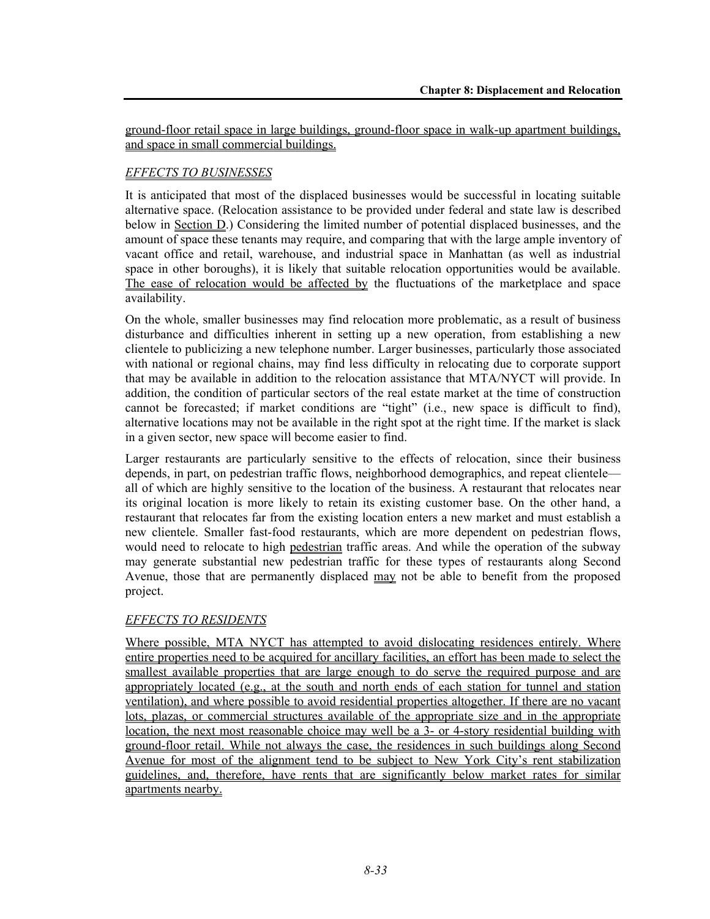ground-floor retail space in large buildings, ground-floor space in walk-up apartment buildings, and space in small commercial buildings.

### *EFFECTS TO BUSINESSES*

It is anticipated that most of the displaced businesses would be successful in locating suitable alternative space. (Relocation assistance to be provided under federal and state law is described below in Section D.) Considering the limited number of potential displaced businesses, and the amount of space these tenants may require, and comparing that with the large ample inventory of vacant office and retail, warehouse, and industrial space in Manhattan (as well as industrial space in other boroughs), it is likely that suitable relocation opportunities would be available. The ease of relocation would be affected by the fluctuations of the marketplace and space availability.

On the whole, smaller businesses may find relocation more problematic, as a result of business disturbance and difficulties inherent in setting up a new operation, from establishing a new clientele to publicizing a new telephone number. Larger businesses, particularly those associated with national or regional chains, may find less difficulty in relocating due to corporate support that may be available in addition to the relocation assistance that MTA/NYCT will provide. In addition, the condition of particular sectors of the real estate market at the time of construction cannot be forecasted; if market conditions are "tight" (i.e., new space is difficult to find), alternative locations may not be available in the right spot at the right time. If the market is slack in a given sector, new space will become easier to find.

Larger restaurants are particularly sensitive to the effects of relocation, since their business depends, in part, on pedestrian traffic flows, neighborhood demographics, and repeat clientele—all of which are highly sensitive to the location of the business. A restaurant that relocates near its original location is more likely to retain its existing customer base. On the other hand, a restaurant that relocates far from the existing location enters a new market and must establish a new clientele. Smaller fast-food restaurants, which are more dependent on pedestrian flows, would need to relocate to high pedestrian traffic areas. And while the operation of the subway may generate substantial new pedestrian traffic for these types of restaurants along Second Avenue, those that are permanently displaced may not be able to benefit from the proposed project.

### *EFFECTS TO RESIDENTS*

Where possible, MTA NYCT has attempted to avoid dislocating residences entirely. Where entire properties need to be acquired for ancillary facilities, an effort has been made to select the smallest available properties that are large enough to do serve the required purpose and are appropriately located (e.g., at the south and north ends of each station for tunnel and station ventilation), and where possible to avoid residential properties altogether. If there are no vacant lots, plazas, or commercial structures available of the appropriate size and in the appropriate location, the next most reasonable choice may well be a 3- or 4-story residential building with ground-floor retail. While not always the case, the residences in such buildings along Second Avenue for most of the alignment tend to be subject to New York City's rent stabilization guidelines, and, therefore, have rents that are significantly below market rates for similar apartments nearby.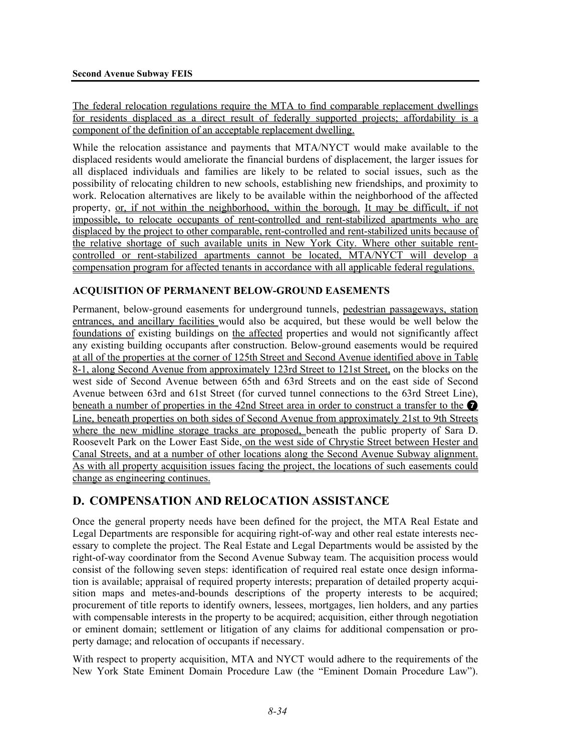The federal relocation regulations require the MTA to find comparable replacement dwellings for residents displaced as a direct result of federally supported projects; affordability is a component of the definition of an acceptable replacement dwelling.

While the relocation assistance and payments that MTA/NYCT would make available to the displaced residents would ameliorate the financial burdens of displacement, the larger issues for all displaced individuals and families are likely to be related to social issues, such as the possibility of relocating children to new schools, establishing new friendships, and proximity to work. Relocation alternatives are likely to be available within the neighborhood of the affected property, or, if not within the neighborhood, within the borough. It may be difficult, if not impossible, to relocate occupants of rent-controlled and rent-stabilized apartments who are displaced by the project to other comparable, rent-controlled and rent-stabilized units because of the relative shortage of such available units in New York City. Where other suitable rent-controlled or rent-stabilized apartments cannot be located, MTA/NYCT will develop a compensation program for affected tenants in accordance with all applicable federal regulations.

### ACQUISITION OF PERMANENT BELOW-GROUND EASEMENTS

Permanent, below-ground easements for underground tunnels, pedestrian passageways, station entrances, and ancillary facilities would also be acquired, but these would be well below the foundations of existing buildings on the affected properties and would not significantly affect any existing building occupants after construction. Below-ground easements would be required at all of the properties at the corner of 125th Street and Second Avenue identified above in Table 8-1, along Second Avenue from approximately 123rd Street to 121st Street, on the blocks on the west side of Second Avenue between 65th and 63rd Streets and on the east side of Second Avenue between 63rd and 61st Street (for curved tunnel connections to the 63rd Street Line), beneath a number of properties in the 42nd Street area in order to construct a transfer to the 7 Line, beneath properties on both sides of Second Avenue from approximately 21st to 9th Streets where the new midline storage tracks are proposed, beneath the public property of Sara D. Roosevelt Park on the Lower East Side, on the west side of Chrystie Street between Hester and Canal Streets, and at a number of other locations along the Second Avenue Subway alignment. As with all property acquisition issues facing the project, the locations of such easements could change as engineering continues.

## D. COMPENSATION AND RELOCATION ASSISTANCE

Once the general property needs have been defined for the project, the MTA Real Estate and Legal Departments are responsible for acquiring right-of-way and other real estate interests necessary to complete the project. The Real Estate and Legal Departments would be assisted by the right-of-way coordinator from the Second Avenue Subway team. The acquisition process would consist of the following seven steps: identification of required real estate once design information is available; appraisal of required property interests; preparation of detailed property acquisition maps and metes-and-bounds descriptions of the property interests to be acquired; procurement of title reports to identify owners, lessees, mortgages, lien holders, and any parties with compensable interests in the property to be acquired; acquisition, either through negotiation or eminent domain; settlement or litigation of any claims for additional compensation or property damage; and relocation of occupants if necessary.

With respect to property acquisition, MTA and NYCT would adhere to the requirements of the New York State Eminent Domain Procedure Law (the "Eminent Domain Procedure Law").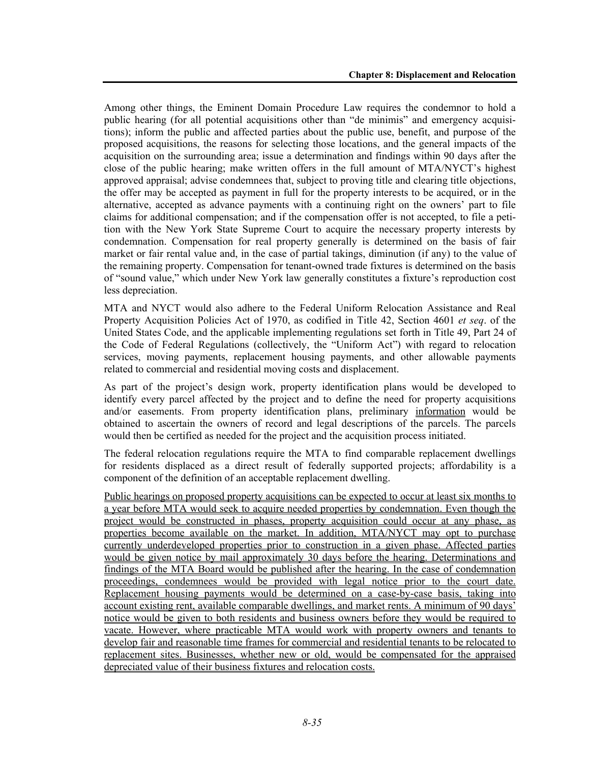Among other things, the Eminent Domain Procedure Law requires the condemnor to hold a public hearing (for all potential acquisitions other than "de minimis" and emergency acquisitions); inform the public and affected parties about the public use, benefit, and purpose of the proposed acquisitions, the reasons for selecting those locations, and the general impacts of the acquisition on the surrounding area; issue a determination and findings within 90 days after the close of the public hearing; make written offers in the full amount of MTA/NYCT's highest approved appraisal; advise condemnees that, subject to proving title and clearing title objections, the offer may be accepted as payment in full for the property interests to be acquired, or in the alternative, accepted as advance payments with a continuing right on the owners' part to file claims for additional compensation; and if the compensation offer is not accepted, to file a petition with the New York State Supreme Court to acquire the necessary property interests by condemnation. Compensation for real property generally is determined on the basis of fair market or fair rental value and, in the case of partial takings, diminution (if any) to the value of the remaining property. Compensation for tenant-owned trade fixtures is determined on the basis of "sound value," which under New York law generally constitutes a fixture's reproduction cost less depreciation.

MTA and NYCT would also adhere to the Federal Uniform Relocation Assistance and Real Property Acquisition Policies Act of 1970, as codified in Title 42, Section 4601 *et seq*. of the United States Code, and the applicable implementing regulations set forth in Title 49, Part 24 of the Code of Federal Regulations (collectively, the "Uniform Act") with regard to relocation services, moving payments, replacement housing payments, and other allowable payments related to commercial and residential moving costs and displacement.

As part of the project's design work, property identification plans would be developed to identify every parcel affected by the project and to define the need for property acquisitions and/or easements. From property identification plans, preliminary information would be obtained to ascertain the owners of record and legal descriptions of the parcels. The parcels would then be certified as needed for the project and the acquisition process initiated.

The federal relocation regulations require the MTA to find comparable replacement dwellings for residents displaced as a direct result of federally supported projects; affordability is a component of the definition of an acceptable replacement dwelling.

Public hearings on proposed property acquisitions can be expected to occur at least six months to a year before MTA would seek to acquire needed properties by condemnation. Even though the project would be constructed in phases, property acquisition could occur at any phase, as properties become available on the market. In addition, MTA/NYCT may opt to purchase currently underdeveloped properties prior to construction in a given phase. Affected parties would be given notice by mail approximately 30 days before the hearing. Determinations and findings of the MTA Board would be published after the hearing. In the case of condemnation proceedings, condemnees would be provided with legal notice prior to the court date. Replacement housing payments would be determined on a case-by-case basis, taking into account existing rent, available comparable dwellings, and market rents. A minimum of 90 days' notice would be given to both residents and business owners before they would be required to vacate. However, where practicable MTA would work with property owners and tenants to develop fair and reasonable time frames for commercial and residential tenants to be relocated to replacement sites. Businesses, whether new or old, would be compensated for the appraised depreciated value of their business fixtures and relocation costs.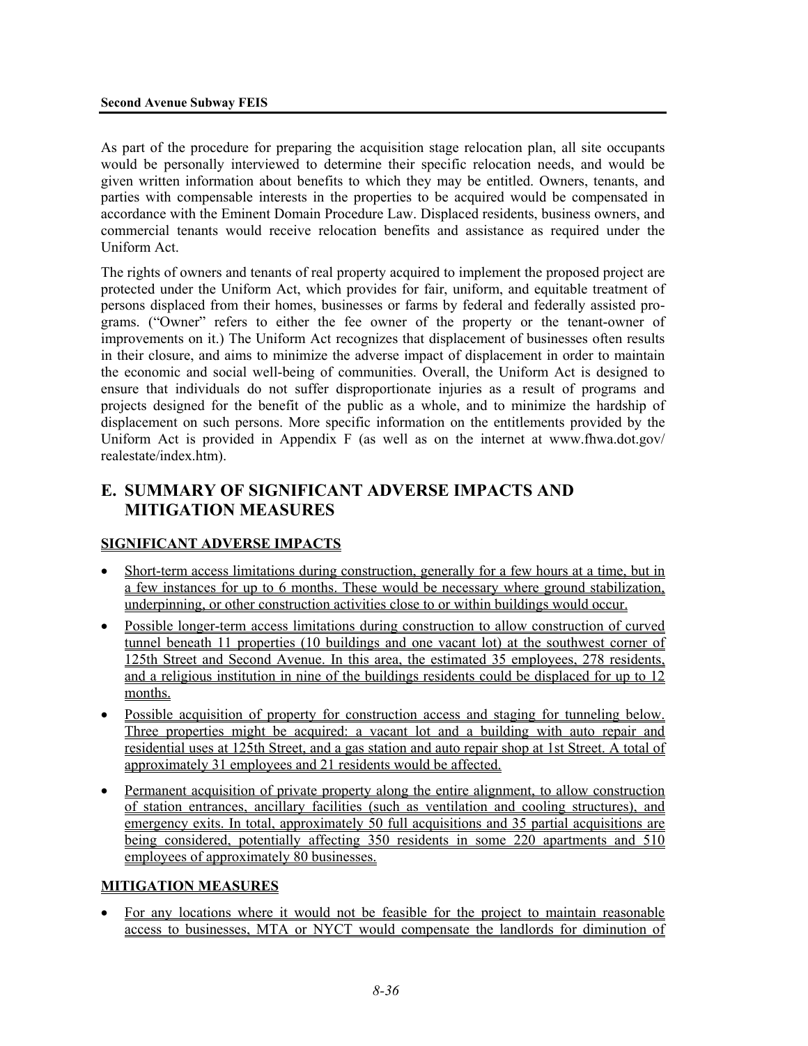As part of the procedure for preparing the acquisition stage relocation plan, all site occupants would be personally interviewed to determine their specific relocation needs, and would be given written information about benefits to which they may be entitled. Owners, tenants, and parties with compensable interests in the properties to be acquired would be compensated in accordance with the Eminent Domain Procedure Law. Displaced residents, business owners, and commercial tenants would receive relocation benefits and assistance as required under the Uniform Act.

The rights of owners and tenants of real property acquired to implement the proposed project are protected under the Uniform Act, which provides for fair, uniform, and equitable treatment of persons displaced from their homes, businesses or farms by federal and federally assisted programs. ("Owner" refers to either the fee owner of the property or the tenant-owner of improvements on it.) The Uniform Act recognizes that displacement of businesses often results in their closure, and aims to minimize the adverse impact of displacement in order to maintain the economic and social well-being of communities. Overall, the Uniform Act is designed to ensure that individuals do not suffer disproportionate injuries as a result of programs and projects designed for the benefit of the public as a whole, and to minimize the hardship of displacement on such persons. More specific information on the entitlements provided by the Uniform Act is provided in Appendix F (as well as on the internet at www.fhwa.dot.gov/realestate/index.htm).

## E. SUMMARY OF SIGNIFICANT ADVERSE IMPACTS AND MITIGATION MEASURES

### SIGNIFICANT ADVERSE IMPACTS

- Short-term access limitations during construction, generally for a few hours at a time, but in a few instances for up to 6 months. These would be necessary where ground stabilization, underpinning, or other construction activities close to or within buildings would occur.
- Possible longer-term access limitations during construction to allow construction of curved tunnel beneath 11 properties (10 buildings and one vacant lot) at the southwest corner of 125th Street and Second Avenue. In this area, the estimated 35 employees, 278 residents, and a religious institution in nine of the buildings residents could be displaced for up to 12 months.
- Possible acquisition of property for construction access and staging for tunneling below. Three properties might be acquired: a vacant lot and a building with auto repair and residential uses at 125th Street, and a gas station and auto repair shop at 1st Street. A total of approximately 31 employees and 21 residents would be affected.
- Permanent acquisition of private property along the entire alignment, to allow construction of station entrances, ancillary facilities (such as ventilation and cooling structures), and emergency exits. In total, approximately 50 full acquisitions and 35 partial acquisitions are being considered, potentially affecting 350 residents in some 220 apartments and 510 employees of approximately 80 businesses.

### MITIGATION MEASURES

- For any locations where it would not be feasible for the project to maintain reasonable access to businesses, MTA or NYCT would compensate the landlords for diminution of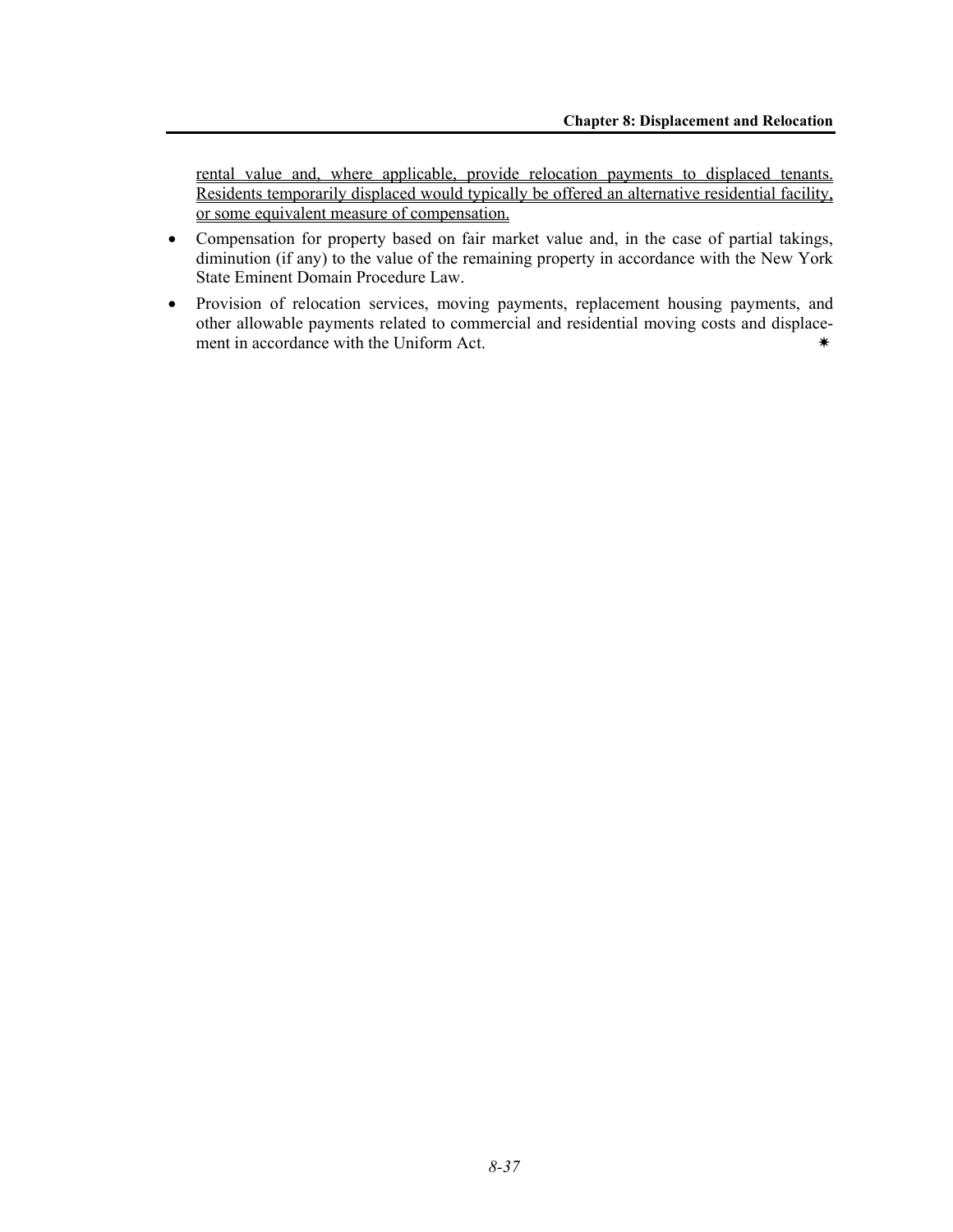rental value and, where applicable, provide relocation payments to displaced tenants. Residents temporarily displaced would typically be offered an alternative residential facility, or some equivalent measure of compensation.

- Compensation for property based on fair market value and, in the case of partial takings, diminution (if any) to the value of the remaining property in accordance with the New York State Eminent Domain Procedure Law.
- Provision of relocation services, moving payments, replacement housing payments, and other allowable payments related to commercial and residential moving costs and displacement in accordance with the Uniform Act.